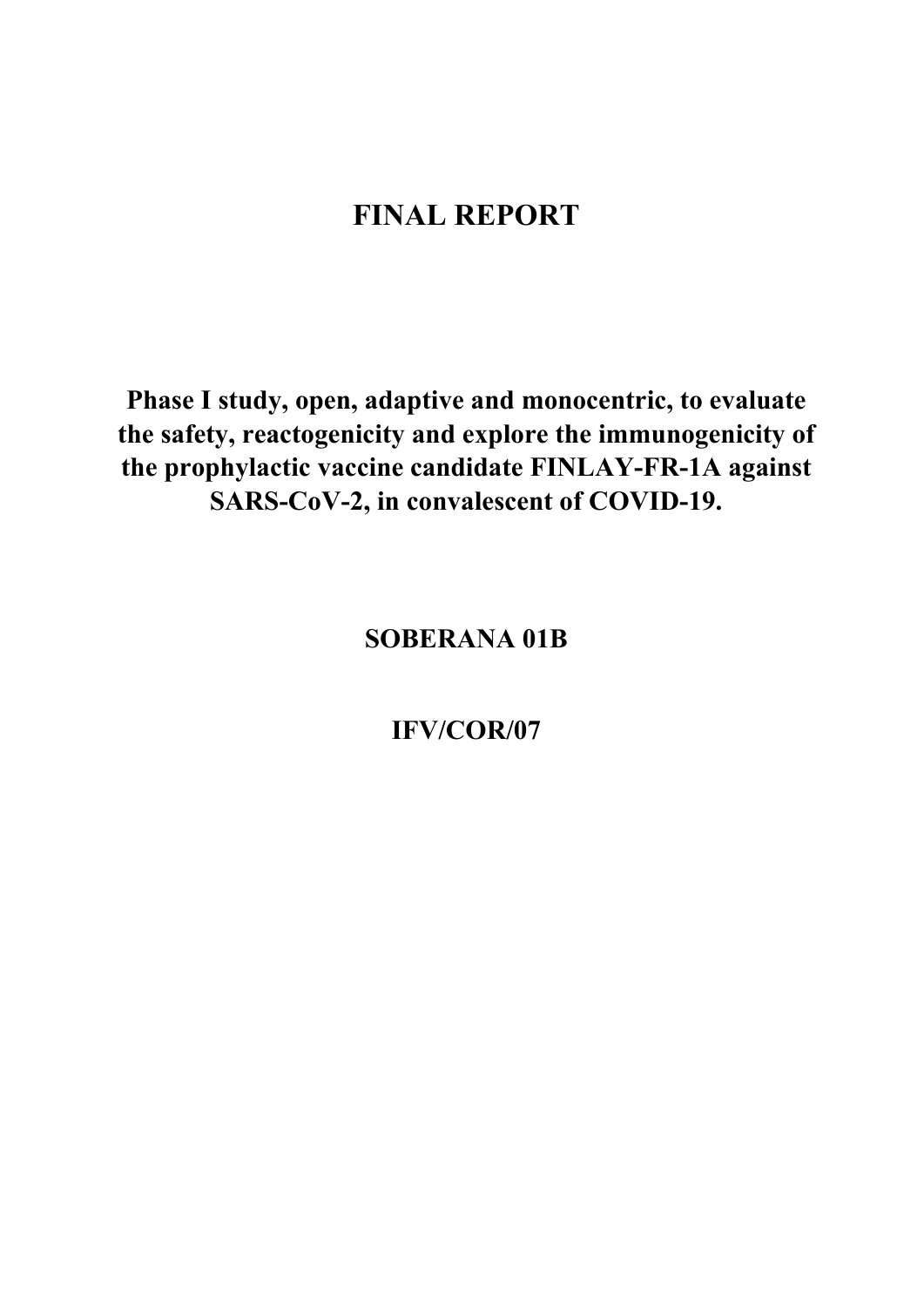# FINAL REPORT

**Phase I study, open, adaptive and monocentric, to evaluate the safety, reactogenicity and explore the immunogenicity of the prophylactic vaccine candidate FINLAY-FR-1A against SARS-CoV-2, in convalescent of COVID-19.**

**SOBERANA 01B**

**IFV/COR/07**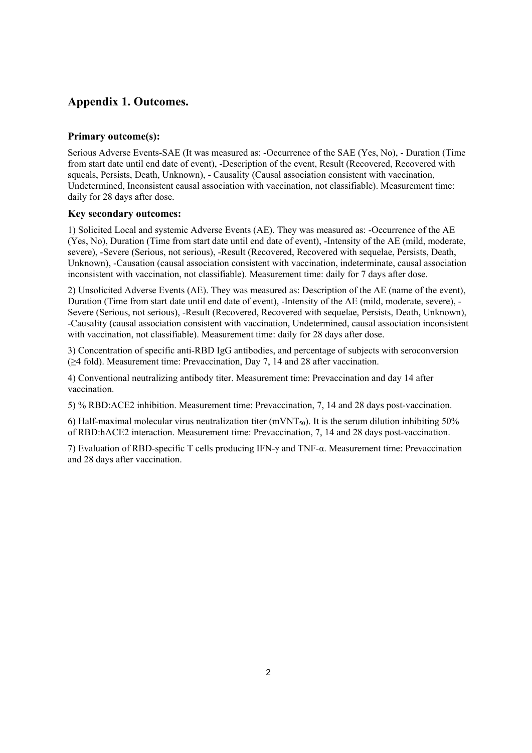## Appendix 1. Outcomes.

### Primary outcome(s):

Serious Adverse Events-SAE (It was measured as: -Occurrence of the SAE (Yes, No), - Duration (Time from start date until end date of event), -Description of the event, Result (Recovered, Recovered with squeals, Persists, Death, Unknown), - Causality (Causal association consistent with vaccination, Undetermined, Inconsistent causal association with vaccination, not classifiable). Measurement time: daily for 28 days after dose.

### Key secondary outcomes:

1) Solicited Local and systemic Adverse Events (AE). They was measured as: -Occurrence of the AE (Yes, No), Duration (Time from start date until end date of event), -Intensity of the AE (mild, moderate, severe), -Severe (Serious, not serious), -Result (Recovered, Recovered with sequelae, Persists, Death, Unknown), -Causation (causal association consistent with vaccination, indeterminate, causal association inconsistent with vaccination, not classifiable). Measurement time: daily for 7 days after dose.

2) Unsolicited Adverse Events (AE). They was measured as: Description of the AE (name of the event), Duration (Time from start date until end date of event), -Intensity of the AE (mild, moderate, severe), -Severe (Serious, not serious), -Result (Recovered, Recovered with sequelae, Persists, Death, Unknown), -Causality (causal association consistent with vaccination, Undetermined, causal association inconsistent with vaccination, not classifiable). Measurement time: daily for 28 days after dose.

3) Concentration of specific anti-RBD IgG antibodies, and percentage of subjects with seroconversion ($\geq$4 fold). Measurement time: Prevaccination, Day 7, 14 and 28 after vaccination.

4) Conventional neutralizing antibody titer. Measurement time: Prevaccination and day 14 after vaccination.

5) % RBD:ACE2 inhibition. Measurement time: Prevaccination, 7, 14 and 28 days post-vaccination.

6) Half-maximal molecular virus neutralization titer ($mVNT_{50}$). It is the serum dilution inhibiting 50% of RBD:hACE2 interaction. Measurement time: Prevaccination, 7, 14 and 28 days post-vaccination.

7) Evaluation of RBD-specific T cells producing IFN-$\gamma$ and TNF-$\alpha$. Measurement time: Prevaccination and 28 days after vaccination.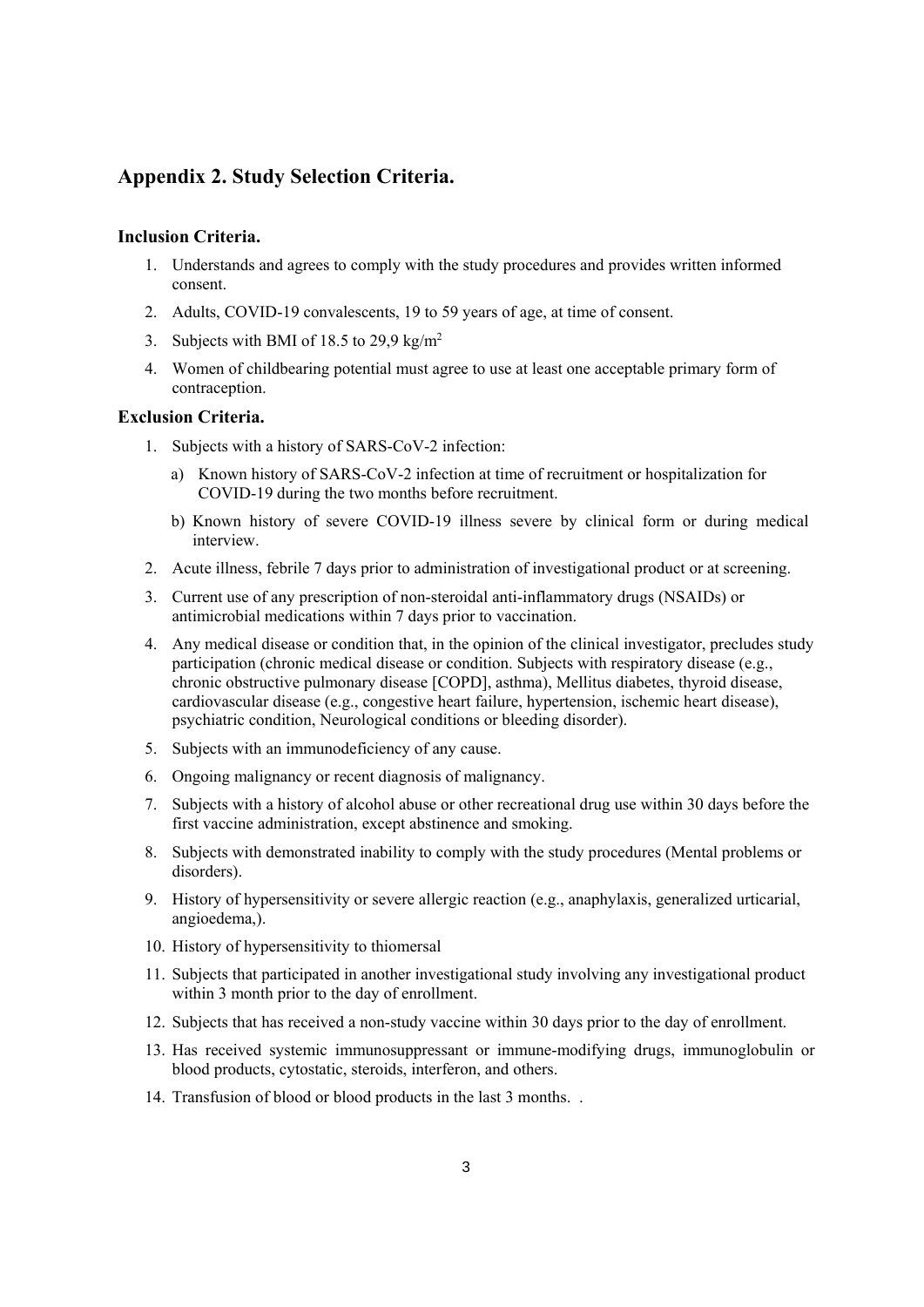## Appendix 2. Study Selection Criteria.

### Inclusion Criteria.

1. Understands and agrees to comply with the study procedures and provides written informed consent.
2. Adults, COVID-19 convalescents, 19 to 59 years of age, at time of consent.
3. Subjects with BMI of 18.5 to 29,9 kg/m$^2$
4. Women of childbearing potential must agree to use at least one acceptable primary form of contraception.

### Exclusion Criteria.

1. Subjects with a history of SARS-CoV-2 infection:
   a) Known history of SARS-CoV-2 infection at time of recruitment or hospitalization for COVID-19 during the two months before recruitment.
   b) Known history of severe COVID-19 illness severe by clinical form or during medical interview.
2. Acute illness, febrile 7 days prior to administration of investigational product or at screening.
3. Current use of any prescription of non-steroidal anti-inflammatory drugs (NSAIDs) or antimicrobial medications within 7 days prior to vaccination.
4. Any medical disease or condition that, in the opinion of the clinical investigator, precludes study participation (chronic medical disease or condition. Subjects with respiratory disease (e.g., chronic obstructive pulmonary disease [COPD], asthma), Mellitus diabetes, thyroid disease, cardiovascular disease (e.g., congestive heart failure, hypertension, ischemic heart disease), psychiatric condition, Neurological conditions or bleeding disorder).
5. Subjects with an immunodeficiency of any cause.
6. Ongoing malignancy or recent diagnosis of malignancy.
7. Subjects with a history of alcohol abuse or other recreational drug use within 30 days before the first vaccine administration, except abstinence and smoking.
8. Subjects with demonstrated inability to comply with the study procedures (Mental problems or disorders).
9. History of hypersensitivity or severe allergic reaction (e.g., anaphylaxis, generalized urticarial, angioedema,).
10. History of hypersensitivity to thiomersal
11. Subjects that participated in another investigational study involving any investigational product within 3 month prior to the day of enrollment.
12. Subjects that has received a non-study vaccine within 30 days prior to the day of enrollment.
13. Has received systemic immunosuppressant or immune-modifying drugs, immunoglobulin or blood products, cytostatic, steroids, interferon, and others.
14. Transfusion of blood or blood products in the last 3 months. .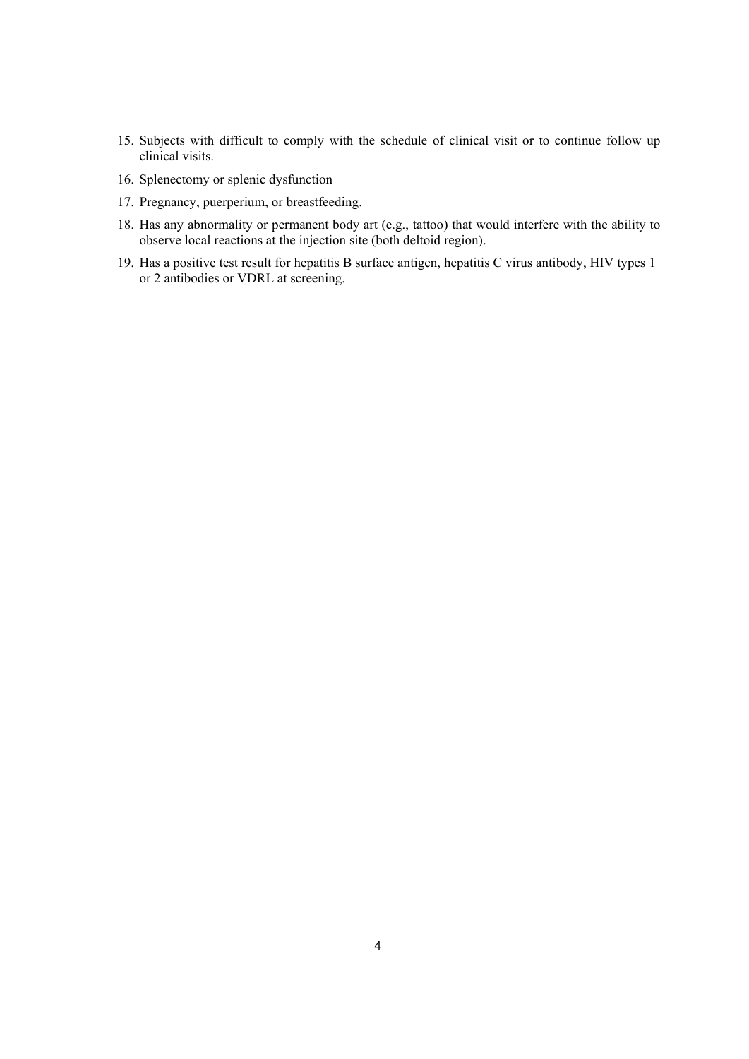15. Subjects with difficult to comply with the schedule of clinical visit or to continue follow up clinical visits.
16. Splenectomy or splenic dysfunction
17. Pregnancy, puerperium, or breastfeeding.
18. Has any abnormality or permanent body art (e.g., tattoo) that would interfere with the ability to observe local reactions at the injection site (both deltoid region).
19. Has a positive test result for hepatitis B surface antigen, hepatitis C virus antibody, HIV types 1 or 2 antibodies or VDRL at screening.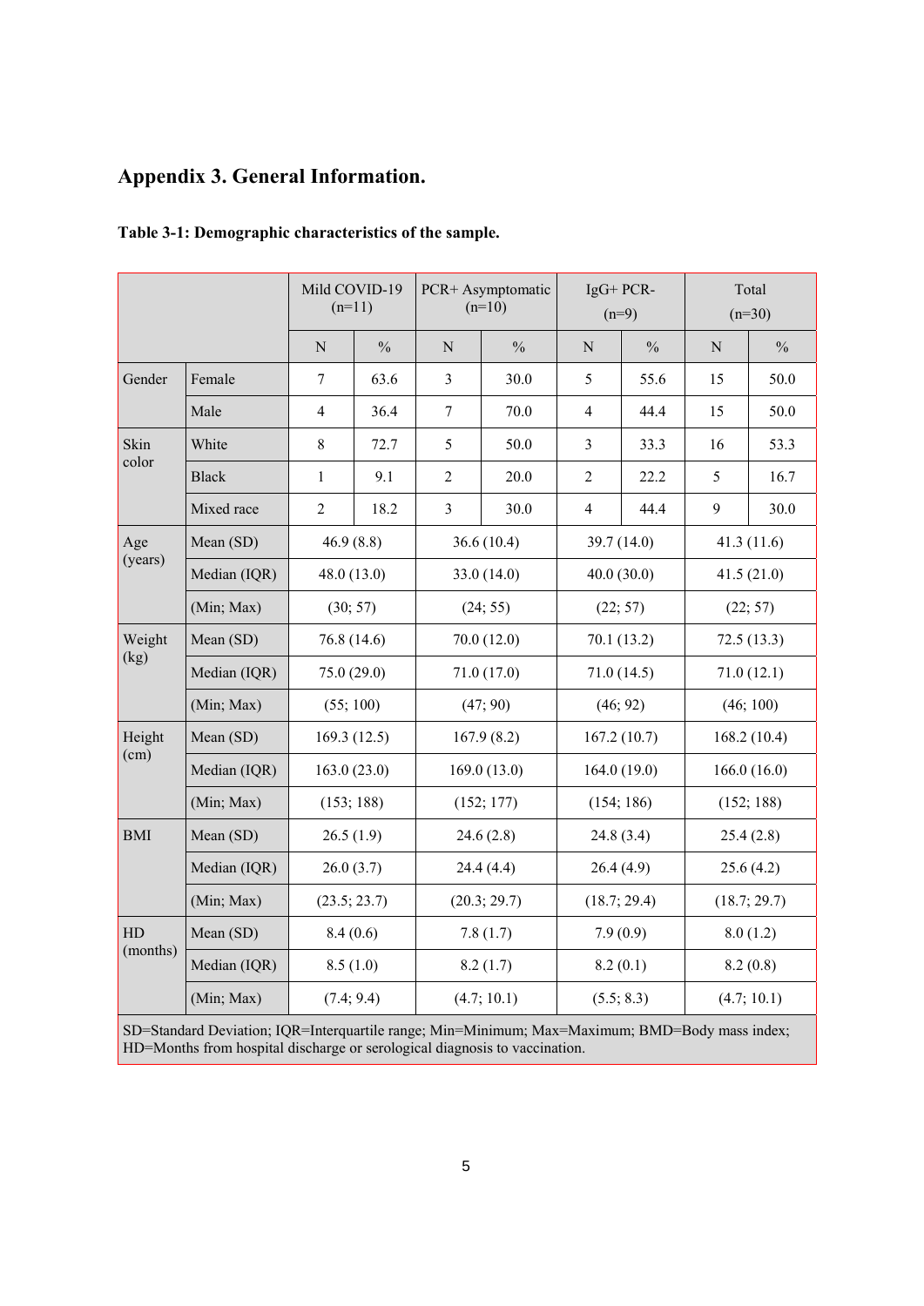## Appendix 3. General Information.

**Table 3-1: Demographic characteristics of the sample.**

| | | Mild COVID-19 (n=11) | | PCR+ Asymptomatic (n=10) | | IgG+ PCR- (n=9) | | Total (n=30) | |
|---|---|---|---|---|---|---|---|---|---|
| | | N | % | N | % | N | % | N | % |
| Gender | Female | 7 | 63.6 | 3 | 30.0 | 5 | 55.6 | 15 | 50.0 |
| | Male | 4 | 36.4 | 7 | 70.0 | 4 | 44.4 | 15 | 50.0 |
| Skin color | White | 8 | 72.7 | 5 | 50.0 | 3 | 33.3 | 16 | 53.3 |
| | Black | 1 | 9.1 | 2 | 20.0 | 2 | 22.2 | 5 | 16.7 |
| | Mixed race | 2 | 18.2 | 3 | 30.0 | 4 | 44.4 | 9 | 30.0 |
| Age (years) | Mean (SD) | 46.9 (8.8) | | 36.6 (10.4) | | 39.7 (14.0) | | 41.3 (11.6) | |
| | Median (IQR) | 48.0 (13.0) | | 33.0 (14.0) | | 40.0 (30.0) | | 41.5 (21.0) | |
| | (Min; Max) | (30; 57) | | (24; 55) | | (22; 57) | | (22; 57) | |
| Weight (kg) | Mean (SD) | 76.8 (14.6) | | 70.0 (12.0) | | 70.1 (13.2) | | 72.5 (13.3) | |
| | Median (IQR) | 75.0 (29.0) | | 71.0 (17.0) | | 71.0 (14.5) | | 71.0 (12.1) | |
| | (Min; Max) | (55; 100) | | (47; 90) | | (46; 92) | | (46; 100) | |
| Height (cm) | Mean (SD) | 169.3 (12.5) | | 167.9 (8.2) | | 167.2 (10.7) | | 168.2 (10.4) | |
| | Median (IQR) | 163.0 (23.0) | | 169.0 (13.0) | | 164.0 (19.0) | | 166.0 (16.0) | |
| | (Min; Max) | (153; 188) | | (152; 177) | | (154; 186) | | (152; 188) | |
| BMI | Mean (SD) | 26.5 (1.9) | | 24.6 (2.8) | | 24.8 (3.4) | | 25.4 (2.8) | |
| | Median (IQR) | 26.0 (3.7) | | 24.4 (4.4) | | 26.4 (4.9) | | 25.6 (4.2) | |
| | (Min; Max) | (23.5; 23.7) | | (20.3; 29.7) | | (18.7; 29.4) | | (18.7; 29.7) | |
| HD (months) | Mean (SD) | 8.4 (0.6) | | 7.8 (1.7) | | 7.9 (0.9) | | 8.0 (1.2) | |
| | Median (IQR) | 8.5 (1.0) | | 8.2 (1.7) | | 8.2 (0.1) | | 8.2 (0.8) | |
| | (Min; Max) | (7.4; 9.4) | | (4.7; 10.1) | | (5.5; 8.3) | | (4.7; 10.1) | |

SD=Standard Deviation; IQR=Interquartile range; Min=Minimum; Max=Maximum; BMD=Body mass index; HD=Months from hospital discharge or serological diagnosis to vaccination.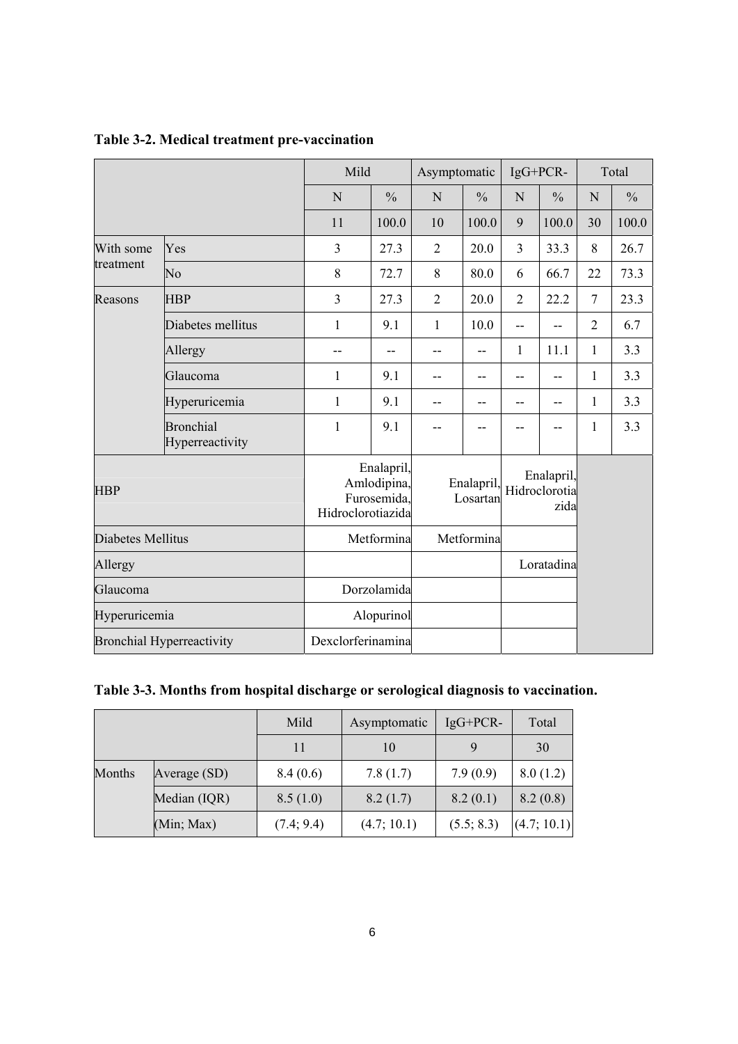**Table 3-2. Medical treatment pre-vaccination**

| | | Mild | | Asymptomatic | | IgG+PCR- | | Total | |
|---|---|---|---|---|---|---|---|---|---|
| | | N | % | N | % | N | % | N | % |
| | | 11 | 100.0 | 10 | 100.0 | 9 | 100.0 | 30 | 100.0 |
| With some treatment | Yes | 3 | 27.3 | 2 | 20.0 | 3 | 33.3 | 8 | 26.7 |
| | No | 8 | 72.7 | 8 | 80.0 | 6 | 66.7 | 22 | 73.3 |
| Reasons | HBP | 3 | 27.3 | 2 | 20.0 | 2 | 22.2 | 7 | 23.3 |
| | Diabetes mellitus | 1 | 9.1 | 1 | 10.0 | -- | -- | 2 | 6.7 |
| | Allergy | -- | -- | -- | -- | 1 | 11.1 | 1 | 3.3 |
| | Glaucoma | 1 | 9.1 | -- | -- | -- | -- | 1 | 3.3 |
| | Hyperuricemia | 1 | 9.1 | -- | -- | -- | -- | 1 | 3.3 |
| | Bronchial Hyperreactivity | 1 | 9.1 | -- | -- | -- | -- | 1 | 3.3 |
| HBP | | Enalapril, Amlodipina, Furosemida, Hidroclorotiazida | | Enalapril, Losartan | | Enalapril, Hidroclorotiazida | | | |
| Diabetes Mellitus | | Metformina | | Metformina | | | | | |
| Allergy | | | | | | Loratadina | | | |
| Glaucoma | | Dorzolamida | | | | | | | |
| Hyperuricemia | | Alopurinol | | | | | | | |
| Bronchial Hyperreactivity | | Dexclorferinamina | | | | | | | |

**Table 3-3. Months from hospital discharge or serological diagnosis to vaccination.**

| | | Mild | Asymptomatic | IgG+PCR- | Total |
|---|---|---|---|---|---|
| | | 11 | 10 | 9 | 30 |
| Months | Average (SD) | 8.4 (0.6) | 7.8 (1.7) | 7.9 (0.9) | 8.0 (1.2) |
| | Median (IQR) | 8.5 (1.0) | 8.2 (1.7) | 8.2 (0.1) | 8.2 (0.8) |
| | (Min; Max) | (7.4; 9.4) | (4.7; 10.1) | (5.5; 8.3) | (4.7; 10.1) |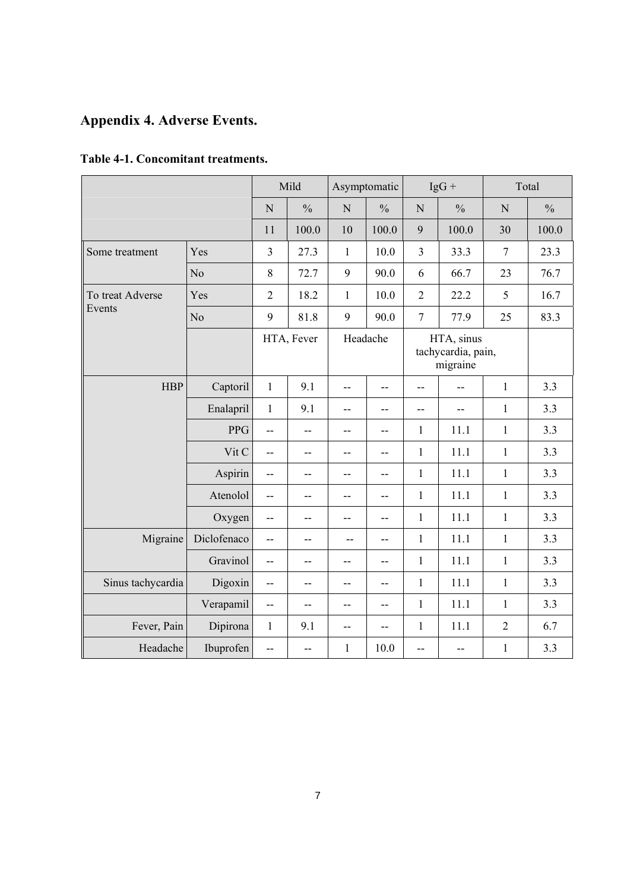## Appendix 4. Adverse Events.

**Table 4-1. Concomitant treatments.**

| | | Mild | | Asymptomatic | | IgG + | | Total | |
|---|---|---|---|---|---|---|---|---|---|
| | | N | % | N | % | N | % | N | % |
| | | 11 | 100.0 | 10 | 100.0 | 9 | 100.0 | 30 | 100.0 |
| Some treatment | Yes | 3 | 27.3 | 1 | 10.0 | 3 | 33.3 | 7 | 23.3 |
| | No | 8 | 72.7 | 9 | 90.0 | 6 | 66.7 | 23 | 76.7 |
| To treat Adverse Events | Yes | 2 | 18.2 | 1 | 10.0 | 2 | 22.2 | 5 | 16.7 |
| | No | 9 | 81.8 | 9 | 90.0 | 7 | 77.9 | 25 | 83.3 |
| | | HTA, Fever | | Headache | | HTA, sinus tachycardia, pain, migraine | | | |
| HBP | Captoril | 1 | 9.1 | -- | -- | -- | -- | 1 | 3.3 |
| | Enalapril | 1 | 9.1 | -- | -- | -- | -- | 1 | 3.3 |
| | PPG | -- | -- | -- | -- | 1 | 11.1 | 1 | 3.3 |
| | Vit C | -- | -- | -- | -- | 1 | 11.1 | 1 | 3.3 |
| | Aspirin | -- | -- | -- | -- | 1 | 11.1 | 1 | 3.3 |
| | Atenolol | -- | -- | -- | -- | 1 | 11.1 | 1 | 3.3 |
| | Oxygen | -- | -- | -- | -- | 1 | 11.1 | 1 | 3.3 |
| Migraine | Diclofenaco | -- | -- | -- | -- | 1 | 11.1 | 1 | 3.3 |
| | Gravinol | -- | -- | -- | -- | 1 | 11.1 | 1 | 3.3 |
| Sinus tachycardia | Digoxin | -- | -- | -- | -- | 1 | 11.1 | 1 | 3.3 |
| | Verapamil | -- | -- | -- | -- | 1 | 11.1 | 1 | 3.3 |
| Fever, Pain | Dipirona | 1 | 9.1 | -- | -- | 1 | 11.1 | 2 | 6.7 |
| Headache | Ibuprofen | -- | -- | 1 | 10.0 | -- | -- | 1 | 3.3 |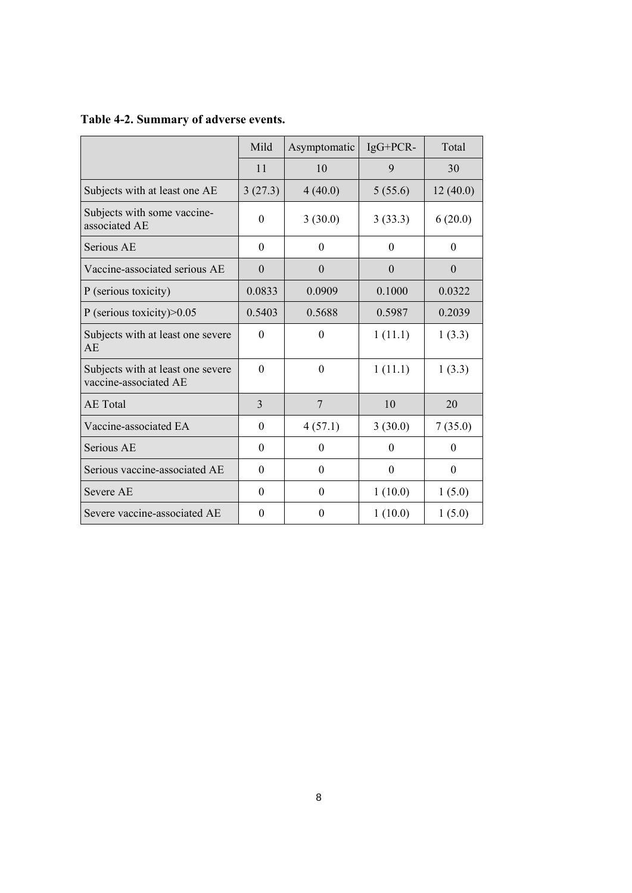**Table 4-2. Summary of adverse events.**

| | Mild | Asymptomatic | IgG+PCR- | Total |
|---|---|---|---|---|
| | 11 | 10 | 9 | 30 |
| Subjects with at least one AE | 3 (27.3) | 4 (40.0) | 5 (55.6) | 12 (40.0) |
| Subjects with some vaccine-associated AE | 0 | 3 (30.0) | 3 (33.3) | 6 (20.0) |
| Serious AE | 0 | 0 | 0 | 0 |
| Vaccine-associated serious AE | 0 | 0 | 0 | 0 |
| P (serious toxicity) | 0.0833 | 0.0909 | 0.1000 | 0.0322 |
| P (serious toxicity)>0.05 | 0.5403 | 0.5688 | 0.5987 | 0.2039 |
| Subjects with at least one severe AE | 0 | 0 | 1 (11.1) | 1 (3.3) |
| Subjects with at least one severe vaccine-associated AE | 0 | 0 | 1 (11.1) | 1 (3.3) |
| AE Total | 3 | 7 | 10 | 20 |
| Vaccine-associated EA | 0 | 4 (57.1) | 3 (30.0) | 7 (35.0) |
| Serious AE | 0 | 0 | 0 | 0 |
| Serious vaccine-associated AE | 0 | 0 | 0 | 0 |
| Severe AE | 0 | 0 | 1 (10.0) | 1 (5.0) |
| Severe vaccine-associated AE | 0 | 0 | 1 (10.0) | 1 (5.0) |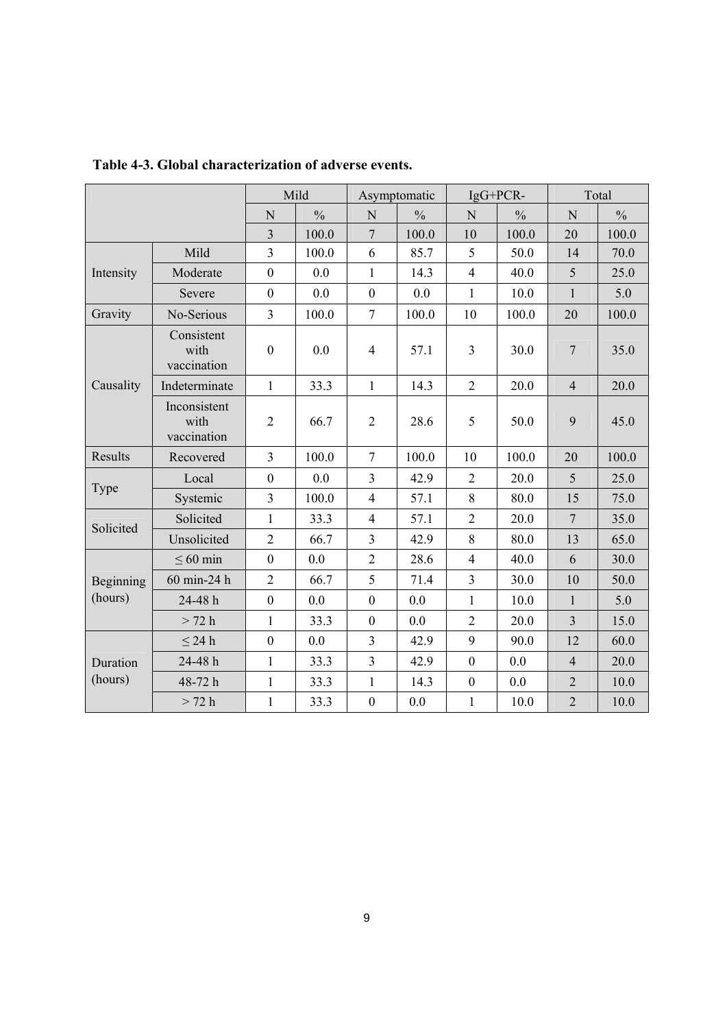**Table 4-3. Global characterization of adverse events.**

| | | Mild | | Asymptomatic | | IgG+PCR- | | Total | |
|---|---|---|---|---|---|---|---|---|---|
| | | N | % | N | % | N | % | N | % |
| | | 3 | 100.0 | 7 | 100.0 | 10 | 100.0 | 20 | 100.0 |
| Intensity | Mild | 3 | 100.0 | 6 | 85.7 | 5 | 50.0 | 14 | 70.0 |
| | Moderate | 0 | 0.0 | 1 | 14.3 | 4 | 40.0 | 5 | 25.0 |
| | Severe | 0 | 0.0 | 0 | 0.0 | 1 | 10.0 | 1 | 5.0 |
| Gravity | No-Serious | 3 | 100.0 | 7 | 100.0 | 10 | 100.0 | 20 | 100.0 |
| Causality | Consistent with vaccination | 0 | 0.0 | 4 | 57.1 | 3 | 30.0 | 7 | 35.0 |
| | Indeterminate | 1 | 33.3 | 1 | 14.3 | 2 | 20.0 | 4 | 20.0 |
| | Inconsistent with vaccination | 2 | 66.7 | 2 | 28.6 | 5 | 50.0 | 9 | 45.0 |
| Results | Recovered | 3 | 100.0 | 7 | 100.0 | 10 | 100.0 | 20 | 100.0 |
| Type | Local | 0 | 0.0 | 3 | 42.9 | 2 | 20.0 | 5 | 25.0 |
| | Systemic | 3 | 100.0 | 4 | 57.1 | 8 | 80.0 | 15 | 75.0 |
| Solicited | Solicited | 1 | 33.3 | 4 | 57.1 | 2 | 20.0 | 7 | 35.0 |
| | Unsolicited | 2 | 66.7 | 3 | 42.9 | 8 | 80.0 | 13 | 65.0 |
| Beginning (hours) | ≤ 60 min | 0 | 0.0 | 2 | 28.6 | 4 | 40.0 | 6 | 30.0 |
| | 60 min-24 h | 2 | 66.7 | 5 | 71.4 | 3 | 30.0 | 10 | 50.0 |
| | 24-48 h | 0 | 0.0 | 0 | 0.0 | 1 | 10.0 | 1 | 5.0 |
| | > 72 h | 1 | 33.3 | 0 | 0.0 | 2 | 20.0 | 3 | 15.0 |
| Duration (hours) | ≤ 24 h | 0 | 0.0 | 3 | 42.9 | 9 | 90.0 | 12 | 60.0 |
| | 24-48 h | 1 | 33.3 | 3 | 42.9 | 0 | 0.0 | 4 | 20.0 |
| | 48-72 h | 1 | 33.3 | 1 | 14.3 | 0 | 0.0 | 2 | 10.0 |
| | > 72 h | 1 | 33.3 | 0 | 0.0 | 1 | 10.0 | 2 | 10.0 |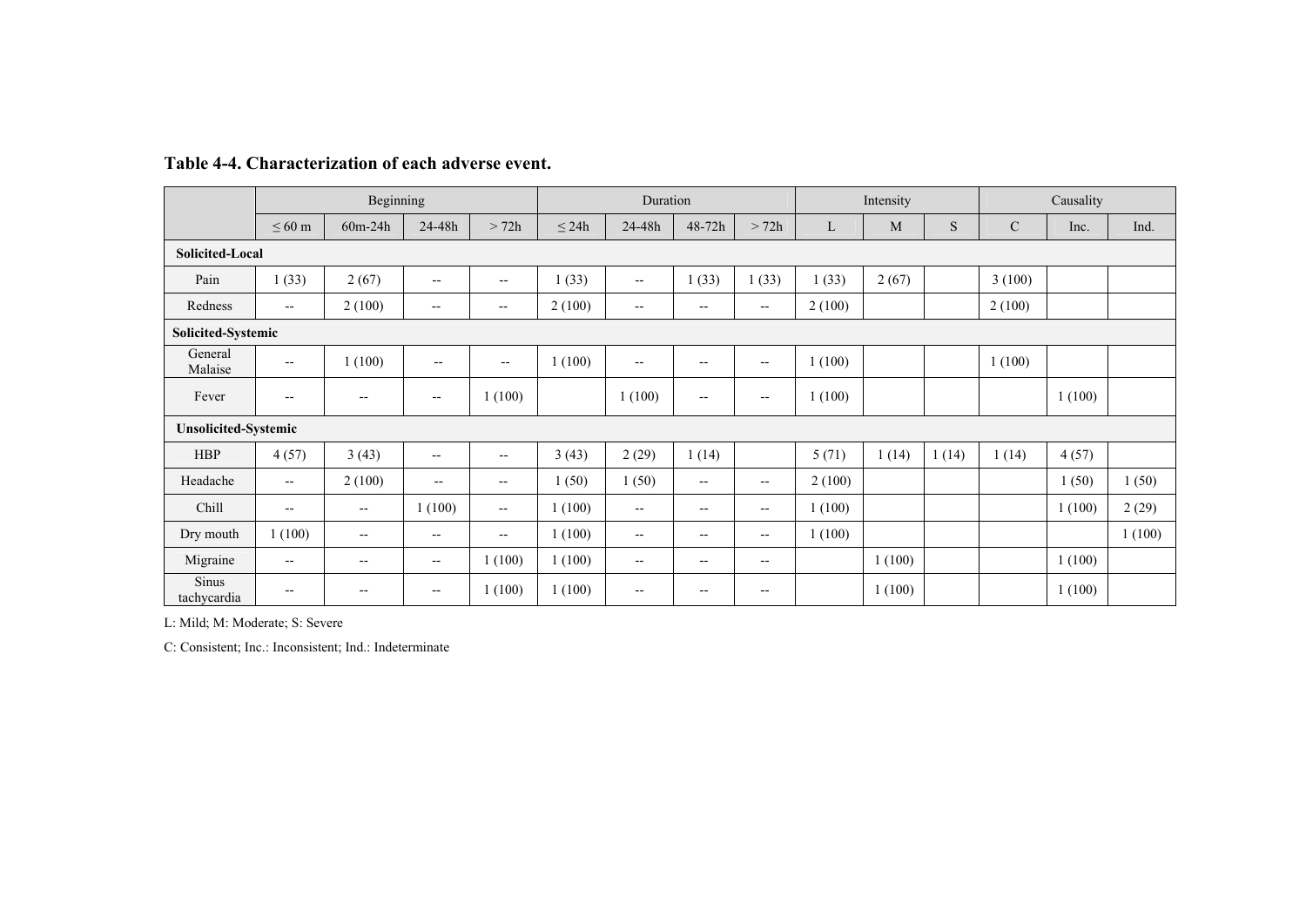**Table 4-4. Characterization of each adverse event.**

| | Beginning | | | | Duration | | | | Intensity | | | Causality | | |
|---|---|---|---|---|---|---|---|---|---|---|---|---|---|---|
| | ≤ 60 m | 60m-24h | 24-48h | > 72h | ≤ 24h | 24-48h | 48-72h | > 72h | L | M | S | C | Inc. | Ind. |
| **Solicited-Local** | | | | | | | | | | | | | | |
| Pain | 1 (33) | 2 (67) | -- | -- | 1 (33) | -- | 1 (33) | 1 (33) | 1 (33) | 2 (67) | | 3 (100) | | |
| Redness | -- | 2 (100) | -- | -- | 2 (100) | -- | -- | -- | 2 (100) | | | 2 (100) | | |
| **Solicited-Systemic** | | | | | | | | | | | | | | |
| General Malaise | -- | 1 (100) | -- | -- | 1 (100) | -- | -- | -- | 1 (100) | | | 1 (100) | | |
| Fever | -- | -- | -- | 1 (100) | | 1 (100) | -- | -- | 1 (100) | | | | 1 (100) | |
| **Unsolicited-Systemic** | | | | | | | | | | | | | | |
| HBP | 4 (57) | 3 (43) | -- | -- | 3 (43) | 2 (29) | 1 (14) | | 5 (71) | 1 (14) | 1 (14) | 1 (14) | 4 (57) | |
| Headache | -- | 2 (100) | -- | -- | 1 (50) | 1 (50) | -- | -- | 2 (100) | | | | 1 (50) | 1 (50) |
| Chill | -- | -- | 1 (100) | -- | 1 (100) | -- | -- | -- | 1 (100) | | | | 1 (100) | 2 (29) |
| Dry mouth | 1 (100) | -- | -- | -- | 1 (100) | -- | -- | -- | 1 (100) | | | | | 1 (100) |
| Migraine | -- | -- | -- | 1 (100) | 1 (100) | -- | -- | -- | | 1 (100) | | | 1 (100) | |
| Sinus tachycardia | -- | -- | -- | 1 (100) | 1 (100) | -- | -- | -- | | 1 (100) | | | 1 (100) | |

L: Mild; M: Moderate; S: Severe

C: Consistent; Inc.: Inconsistent; Ind.: Indeterminate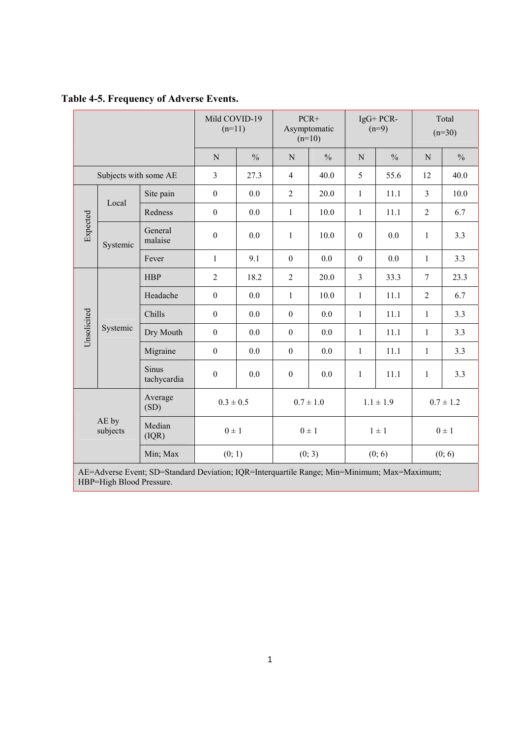**Table 4-5. Frequency of Adverse Events.**

| | | | Mild COVID-19 (n=11) | | PCR+ Asymptomatic (n=10) | | IgG+ PCR- (n=9) | | Total (n=30) | |
|---|---|---|---|---|---|---|---|---|---|---|
| | | | N | % | N | % | N | % | N | % |
| Subjects with some AE | | | 3 | 27.3 | 4 | 40.0 | 5 | 55.6 | 12 | 40.0 |
| Expected | Local | Site pain | 0 | 0.0 | 2 | 20.0 | 1 | 11.1 | 3 | 10.0 |
| | | Redness | 0 | 0.0 | 1 | 10.0 | 1 | 11.1 | 2 | 6.7 |
| | Systemic | General malaise | 0 | 0.0 | 1 | 10.0 | 0 | 0.0 | 1 | 3.3 |
| | | Fever | 1 | 9.1 | 0 | 0.0 | 0 | 0.0 | 1 | 3.3 |
| Unsolicited | Systemic | HBP | 2 | 18.2 | 2 | 20.0 | 3 | 33.3 | 7 | 23.3 |
| | | Headache | 0 | 0.0 | 1 | 10.0 | 1 | 11.1 | 2 | 6.7 |
| | | Chills | 0 | 0.0 | 0 | 0.0 | 1 | 11.1 | 1 | 3.3 |
| | | Dry Mouth | 0 | 0.0 | 0 | 0.0 | 1 | 11.1 | 1 | 3.3 |
| | | Migraine | 0 | 0.0 | 0 | 0.0 | 1 | 11.1 | 1 | 3.3 |
| | | Sinus tachycardia | 0 | 0.0 | 0 | 0.0 | 1 | 11.1 | 1 | 3.3 |
| AE by subjects | | Average (SD) | 0.3 ± 0.5 | | 0.7 ± 1.0 | | 1.1 ± 1.9 | | 0.7 ± 1.2 | |
| | | Median (IQR) | 0 ± 1 | | 0 ± 1 | | 1 ± 1 | | 0 ± 1 | |
| | | Min; Max | (0; 1) | | (0; 3) | | (0; 6) | | (0; 6) | |

AE=Adverse Event; SD=Standard Deviation; IQR=Interquartile Range; Min=Minimum; Max=Maximum; HBP=High Blood Pressure.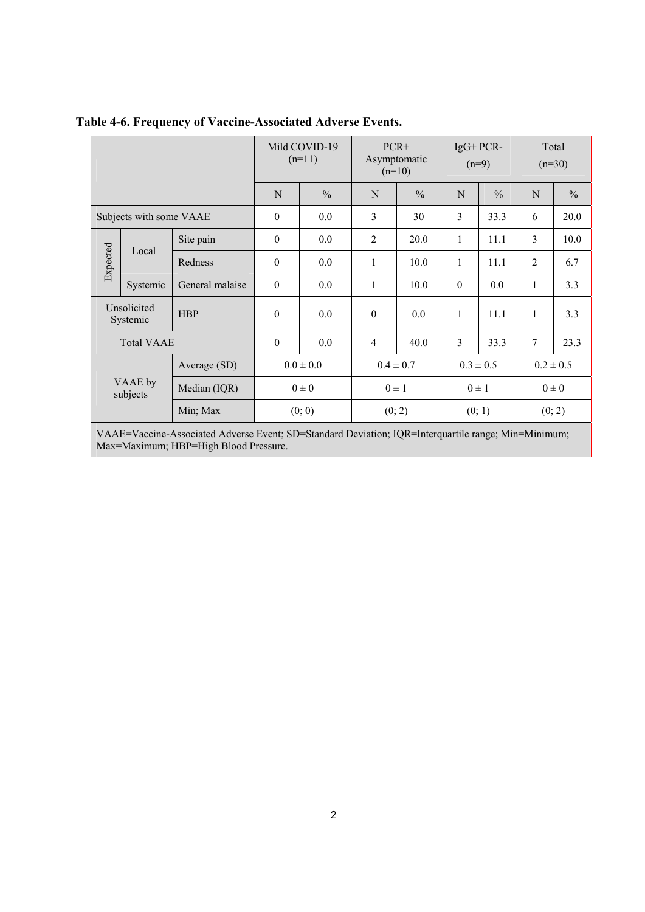**Table 4-6. Frequency of Vaccine-Associated Adverse Events.**

| | | | Mild COVID-19 (n=11) | | PCR+ Asymptomatic (n=10) | | IgG+ PCR- (n=9) | | Total (n=30) | |
|---|---|---|---|---|---|---|---|---|---|---|
| | | | N | % | N | % | N | % | N | % |
| Subjects with some VAAE | | | 0 | 0.0 | 3 | 30 | 3 | 33.3 | 6 | 20.0 |
| Expected | Local | Site pain | 0 | 0.0 | 2 | 20.0 | 1 | 11.1 | 3 | 10.0 |
| | | Redness | 0 | 0.0 | 1 | 10.0 | 1 | 11.1 | 2 | 6.7 |
| | Systemic | General malaise | 0 | 0.0 | 1 | 10.0 | 0 | 0.0 | 1 | 3.3 |
| Unsolicited Systemic | | HBP | 0 | 0.0 | 0 | 0.0 | 1 | 11.1 | 1 | 3.3 |
| Total VAAE | | | 0 | 0.0 | 4 | 40.0 | 3 | 33.3 | 7 | 23.3 |
| VAAE by subjects | | Average (SD) | 0.0 ± 0.0 | | 0.4 ± 0.7 | | 0.3 ± 0.5 | | 0.2 ± 0.5 | |
| | | Median (IQR) | 0 ± 0 | | 0 ± 1 | | 0 ± 1 | | 0 ± 0 | |
| | | Min; Max | (0; 0) | | (0; 2) | | (0; 1) | | (0; 2) | |

VAAE=Vaccine-Associated Adverse Event; SD=Standard Deviation; IQR=Interquartile range; Min=Minimum; Max=Maximum; HBP=High Blood Pressure.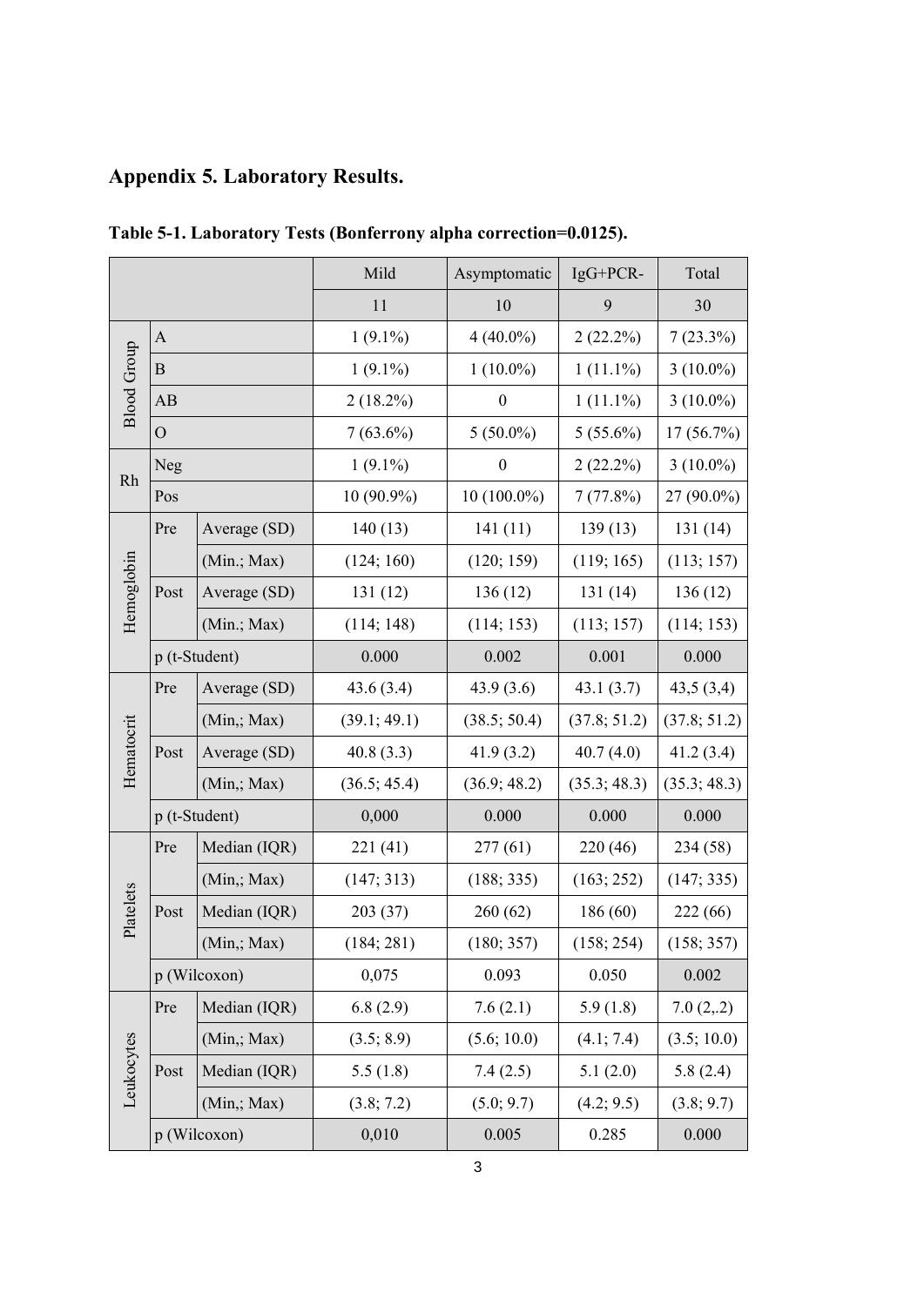## Appendix 5. Laboratory Results.

**Table 5-1. Laboratory Tests (Bonferrony alpha correction=0.0125).**

| | | | Mild | Asymptomatic | IgG+PCR- | Total |
|---|---|---|---|---|---|---|
| | | | 11 | 10 | 9 | 30 |
| Blood Group | A | | 1 (9.1%) | 4 (40.0%) | 2 (22.2%) | 7 (23.3%) |
| | B | | 1 (9.1%) | 1 (10.0%) | 1 (11.1%) | 3 (10.0%) |
| | AB | | 2 (18.2%) | 0 | 1 (11.1%) | 3 (10.0%) |
| | O | | 7 (63.6%) | 5 (50.0%) | 5 (55.6%) | 17 (56.7%) |
| Rh | Neg | | 1 (9.1%) | 0 | 2 (22.2%) | 3 (10.0%) |
| | Pos | | 10 (90.9%) | 10 (100.0%) | 7 (77.8%) | 27 (90.0%) |
| Hemoglobin | Pre | Average (SD) | 140 (13) | 141 (11) | 139 (13) | 131 (14) |
| | | (Min.; Max) | (124; 160) | (120; 159) | (119; 165) | (113; 157) |
| | Post | Average (SD) | 131 (12) | 136 (12) | 131 (14) | 136 (12) |
| | | (Min.; Max) | (114; 148) | (114; 153) | (113; 157) | (114; 153) |
| | p (t-Student) | | 0.000 | 0.002 | 0.001 | 0.000 |
| Hematocrit | Pre | Average (SD) | 43.6 (3.4) | 43.9 (3.6) | 43.1 (3.7) | 43,5 (3,4) |
| | | (Min,; Max) | (39.1; 49.1) | (38.5; 50.4) | (37.8; 51.2) | (37.8; 51.2) |
| | Post | Average (SD) | 40.8 (3.3) | 41.9 (3.2) | 40.7 (4.0) | 41.2 (3.4) |
| | | (Min,; Max) | (36.5; 45.4) | (36.9; 48.2) | (35.3; 48.3) | (35.3; 48.3) |
| | p (t-Student) | | 0,000 | 0.000 | 0.000 | 0.000 |
| Platelets | Pre | Median (IQR) | 221 (41) | 277 (61) | 220 (46) | 234 (58) |
| | | (Min,; Max) | (147; 313) | (188; 335) | (163; 252) | (147; 335) |
| | Post | Median (IQR) | 203 (37) | 260 (62) | 186 (60) | 222 (66) |
| | | (Min,; Max) | (184; 281) | (180; 357) | (158; 254) | (158; 357) |
| | p (Wilcoxon) | | 0,075 | 0.093 | 0.050 | 0.002 |
| Leukocytes | Pre | Median (IQR) | 6.8 (2.9) | 7.6 (2.1) | 5.9 (1.8) | 7.0 (2,.2) |
| | | (Min,; Max) | (3.5; 8.9) | (5.6; 10.0) | (4.1; 7.4) | (3.5; 10.0) |
| | Post | Median (IQR) | 5.5 (1.8) | 7.4 (2.5) | 5.1 (2.0) | 5.8 (2.4) |
| | | (Min,; Max) | (3.8; 7.2) | (5.0; 9.7) | (4.2; 9.5) | (3.8; 9.7) |
| | p (Wilcoxon) | | 0,010 | 0.005 | 0.285 | 0.000 |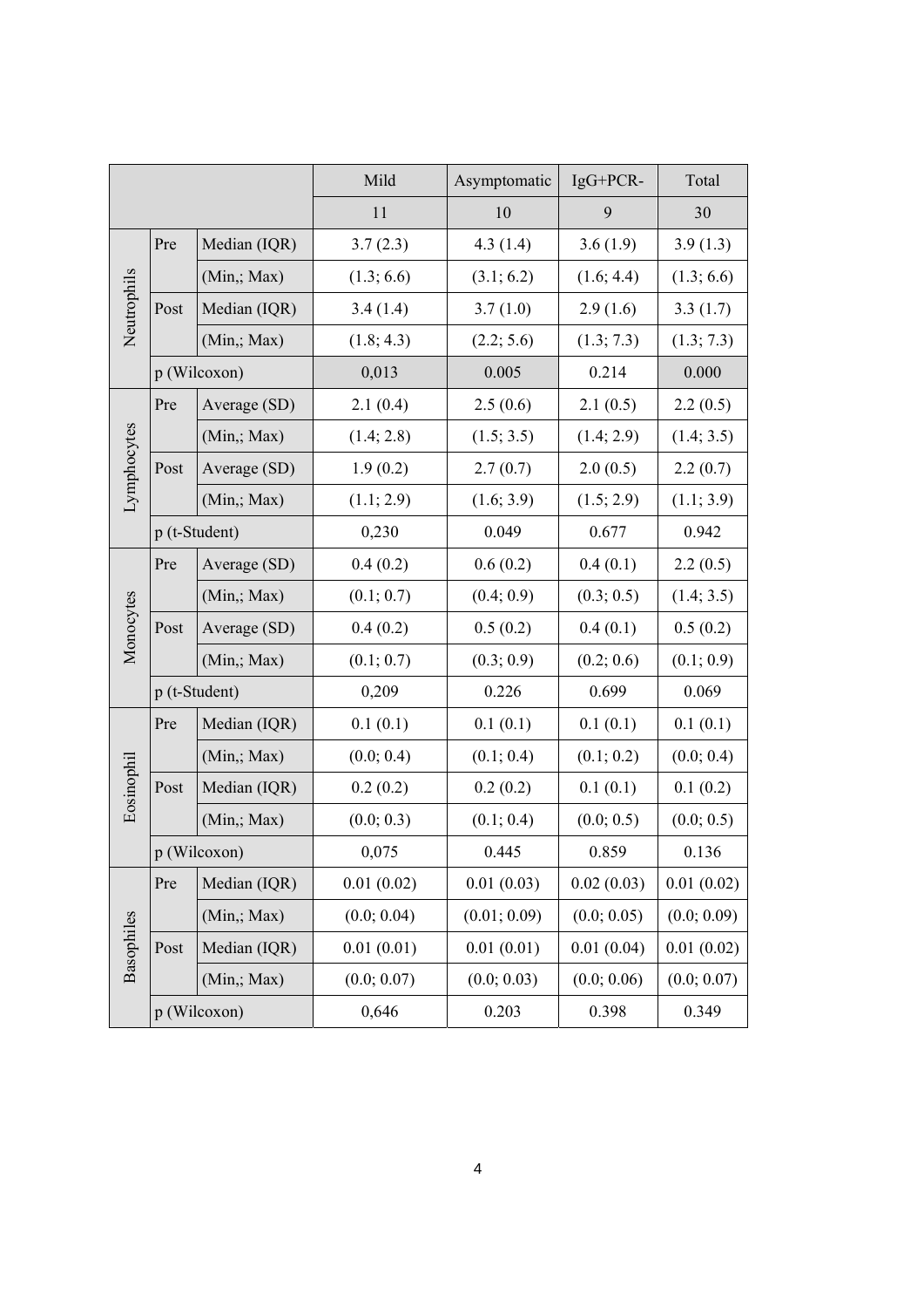| | | | Mild | Asymptomatic | IgG+PCR- | Total |
|---|---|---|---|---|---|---|
| | | | 11 | 10 | 9 | 30 |
| Neutrophils | Pre | Median (IQR) | 3.7 (2.3) | 4.3 (1.4) | 3.6 (1.9) | 3.9 (1.3) |
| | | (Min,; Max) | (1.3; 6.6) | (3.1; 6.2) | (1.6; 4.4) | (1.3; 6.6) |
| | Post | Median (IQR) | 3.4 (1.4) | 3.7 (1.0) | 2.9 (1.6) | 3.3 (1.7) |
| | | (Min,; Max) | (1.8; 4.3) | (2.2; 5.6) | (1.3; 7.3) | (1.3; 7.3) |
| | p (Wilcoxon) | | 0,013 | 0.005 | 0.214 | 0.000 |
| Lymphocytes | Pre | Average (SD) | 2.1 (0.4) | 2.5 (0.6) | 2.1 (0.5) | 2.2 (0.5) |
| | | (Min,; Max) | (1.4; 2.8) | (1.5; 3.5) | (1.4; 2.9) | (1.4; 3.5) |
| | Post | Average (SD) | 1.9 (0.2) | 2.7 (0.7) | 2.0 (0.5) | 2.2 (0.7) |
| | | (Min,; Max) | (1.1; 2.9) | (1.6; 3.9) | (1.5; 2.9) | (1.1; 3.9) |
| | p (t-Student) | | 0,230 | 0.049 | 0.677 | 0.942 |
| Monocytes | Pre | Average (SD) | 0.4 (0.2) | 0.6 (0.2) | 0.4 (0.1) | 2.2 (0.5) |
| | | (Min,; Max) | (0.1; 0.7) | (0.4; 0.9) | (0.3; 0.5) | (1.4; 3.5) |
| | Post | Average (SD) | 0.4 (0.2) | 0.5 (0.2) | 0.4 (0.1) | 0.5 (0.2) |
| | | (Min,; Max) | (0.1; 0.7) | (0.3; 0.9) | (0.2; 0.6) | (0.1; 0.9) |
| | p (t-Student) | | 0,209 | 0.226 | 0.699 | 0.069 |
| Eosinophil | Pre | Median (IQR) | 0.1 (0.1) | 0.1 (0.1) | 0.1 (0.1) | 0.1 (0.1) |
| | | (Min,; Max) | (0.0; 0.4) | (0.1; 0.4) | (0.1; 0.2) | (0.0; 0.4) |
| | Post | Median (IQR) | 0.2 (0.2) | 0.2 (0.2) | 0.1 (0.1) | 0.1 (0.2) |
| | | (Min,; Max) | (0.0; 0.3) | (0.1; 0.4) | (0.0; 0.5) | (0.0; 0.5) |
| | p (Wilcoxon) | | 0,075 | 0.445 | 0.859 | 0.136 |
| Basophiles | Pre | Median (IQR) | 0.01 (0.02) | 0.01 (0.03) | 0.02 (0.03) | 0.01 (0.02) |
| | | (Min,; Max) | (0.0; 0.04) | (0.01; 0.09) | (0.0; 0.05) | (0.0; 0.09) |
| | Post | Median (IQR) | 0.01 (0.01) | 0.01 (0.01) | 0.01 (0.04) | 0.01 (0.02) |
| | | (Min,; Max) | (0.0; 0.07) | (0.0; 0.03) | (0.0; 0.06) | (0.0; 0.07) |
| | p (Wilcoxon) | | 0,646 | 0.203 | 0.398 | 0.349 |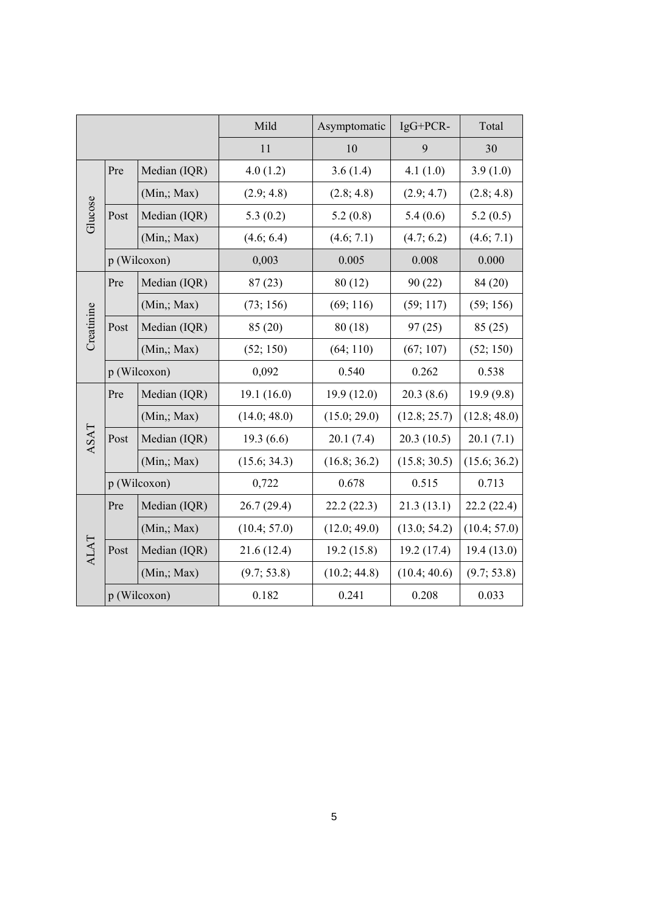| | | | Mild | Asymptomatic | IgG+PCR- | Total |
|---|---|---|---|---|---|---|
| | | | 11 | 10 | 9 | 30 |
| Glucose | Pre | Median (IQR) | 4.0 (1.2) | 3.6 (1.4) | 4.1 (1.0) | 3.9 (1.0) |
| | | (Min,; Max) | (2.9; 4.8) | (2.8; 4.8) | (2.9; 4.7) | (2.8; 4.8) |
| | Post | Median (IQR) | 5.3 (0.2) | 5.2 (0.8) | 5.4 (0.6) | 5.2 (0.5) |
| | | (Min,; Max) | (4.6; 6.4) | (4.6; 7.1) | (4.7; 6.2) | (4.6; 7.1) |
| | p (Wilcoxon) | | 0,003 | 0.005 | 0.008 | 0.000 |
| Creatinine | Pre | Median (IQR) | 87 (23) | 80 (12) | 90 (22) | 84 (20) |
| | | (Min,; Max) | (73; 156) | (69; 116) | (59; 117) | (59; 156) |
| | Post | Median (IQR) | 85 (20) | 80 (18) | 97 (25) | 85 (25) |
| | | (Min,; Max) | (52; 150) | (64; 110) | (67; 107) | (52; 150) |
| | p (Wilcoxon) | | 0,092 | 0.540 | 0.262 | 0.538 |
| ASAT | Pre | Median (IQR) | 19.1 (16.0) | 19.9 (12.0) | 20.3 (8.6) | 19.9 (9.8) |
| | | (Min,; Max) | (14.0; 48.0) | (15.0; 29.0) | (12.8; 25.7) | (12.8; 48.0) |
| | Post | Median (IQR) | 19.3 (6.6) | 20.1 (7.4) | 20.3 (10.5) | 20.1 (7.1) |
| | | (Min,; Max) | (15.6; 34.3) | (16.8; 36.2) | (15.8; 30.5) | (15.6; 36.2) |
| | p (Wilcoxon) | | 0,722 | 0.678 | 0.515 | 0.713 |
| ALAT | Pre | Median (IQR) | 26.7 (29.4) | 22.2 (22.3) | 21.3 (13.1) | 22.2 (22.4) |
| | | (Min,; Max) | (10.4; 57.0) | (12.0; 49.0) | (13.0; 54.2) | (10.4; 57.0) |
| | Post | Median (IQR) | 21.6 (12.4) | 19.2 (15.8) | 19.2 (17.4) | 19.4 (13.0) |
| | | (Min,; Max) | (9.7; 53.8) | (10.2; 44.8) | (10.4; 40.6) | (9.7; 53.8) |
| | p (Wilcoxon) | | 0.182 | 0.241 | 0.208 | 0.033 |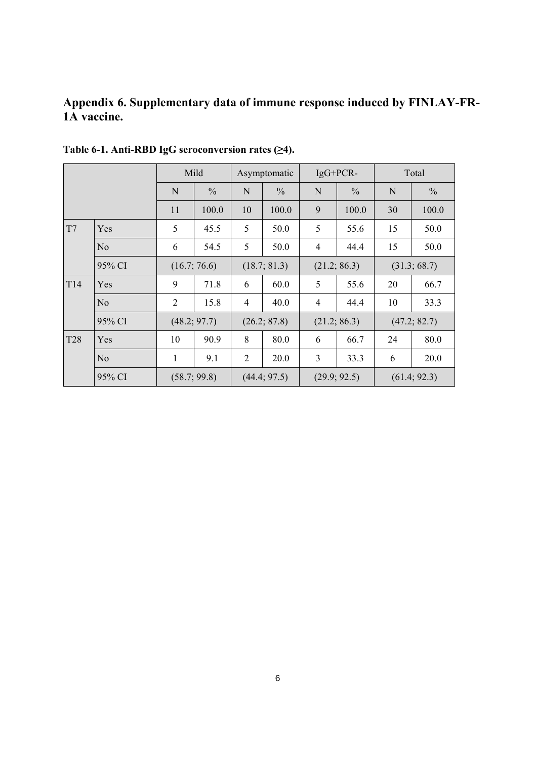## Appendix 6. Supplementary data of immune response induced by FINLAY-FR-1A vaccine.

**Table 6-1. Anti-RBD IgG seroconversion rates (≥4).**

| | | Mild | | Asymptomatic | | IgG+PCR- | | Total | |
|---|---|---|---|---|---|---|---|---|---|
| | | N | % | N | % | N | % | N | % |
| | | 11 | 100.0 | 10 | 100.0 | 9 | 100.0 | 30 | 100.0 |
| T7 | Yes | 5 | 45.5 | 5 | 50.0 | 5 | 55.6 | 15 | 50.0 |
| | No | 6 | 54.5 | 5 | 50.0 | 4 | 44.4 | 15 | 50.0 |
| | 95% CI | (16.7; 76.6) | | (18.7; 81.3) | | (21.2; 86.3) | | (31.3; 68.7) | |
| T14 | Yes | 9 | 71.8 | 6 | 60.0 | 5 | 55.6 | 20 | 66.7 |
| | No | 2 | 15.8 | 4 | 40.0 | 4 | 44.4 | 10 | 33.3 |
| | 95% CI | (48.2; 97.7) | | (26.2; 87.8) | | (21.2; 86.3) | | (47.2; 82.7) | |
| T28 | Yes | 10 | 90.9 | 8 | 80.0 | 6 | 66.7 | 24 | 80.0 |
| | No | 1 | 9.1 | 2 | 20.0 | 3 | 33.3 | 6 | 20.0 |
| | 95% CI | (58.7; 99.8) | | (44.4; 97.5) | | (29.9; 92.5) | | (61.4; 92.3) | |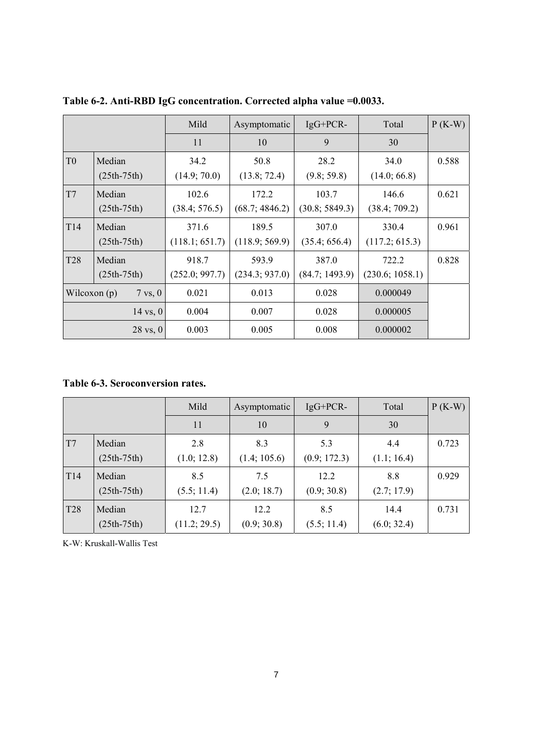**Table 6-2. Anti-RBD IgG concentration. Corrected alpha value =0.0033.**

| | | Mild | Asymptomatic | IgG+PCR- | Total | P (K-W) |
|---|---|---|---|---|---|---|
| | | 11 | 10 | 9 | 30 | |
| T0 | Median (25th-75th) | 34.2 (14.9; 70.0) | 50.8 (13.8; 72.4) | 28.2 (9.8; 59.8) | 34.0 (14.0; 66.8) | 0.588 |
| T7 | Median (25th-75th) | 102.6 (38.4; 576.5) | 172.2 (68.7; 4846.2) | 103.7 (30.8; 5849.3) | 146.6 (38.4; 709.2) | 0.621 |
| T14 | Median (25th-75th) | 371.6 (118.1; 651.7) | 189.5 (118.9; 569.9) | 307.0 (35.4; 656.4) | 330.4 (117.2; 615.3) | 0.961 |
| T28 | Median (25th-75th) | 918.7 (252.0; 997.7) | 593.9 (234.3; 937.0) | 387.0 (84.7; 1493.9) | 722.2 (230.6; 1058.1) | 0.828 |
| Wilcoxon (p) | 7 vs, 0 | 0.021 | 0.013 | 0.028 | 0.000049 | |
| | 14 vs, 0 | 0.004 | 0.007 | 0.028 | 0.000005 | |
| | 28 vs, 0 | 0.003 | 0.005 | 0.008 | 0.000002 | |

**Table 6-3. Seroconversion rates.**

| | | Mild | Asymptomatic | IgG+PCR- | Total | P (K-W) |
|---|---|---|---|---|---|---|
| | | 11 | 10 | 9 | 30 | |
| T7 | Median (25th-75th) | 2.8 (1.0; 12.8) | 8.3 (1.4; 105.6) | 5.3 (0.9; 172.3) | 4.4 (1.1; 16.4) | 0.723 |
| T14 | Median (25th-75th) | 8.5 (5.5; 11.4) | 7.5 (2.0; 18.7) | 12.2 (0.9; 30.8) | 8.8 (2.7; 17.9) | 0.929 |
| T28 | Median (25th-75th) | 12.7 (11.2; 29.5) | 12.2 (0.9; 30.8) | 8.5 (5.5; 11.4) | 14.4 (6.0; 32.4) | 0.731 |

K-W: Kruskall-Wallis Test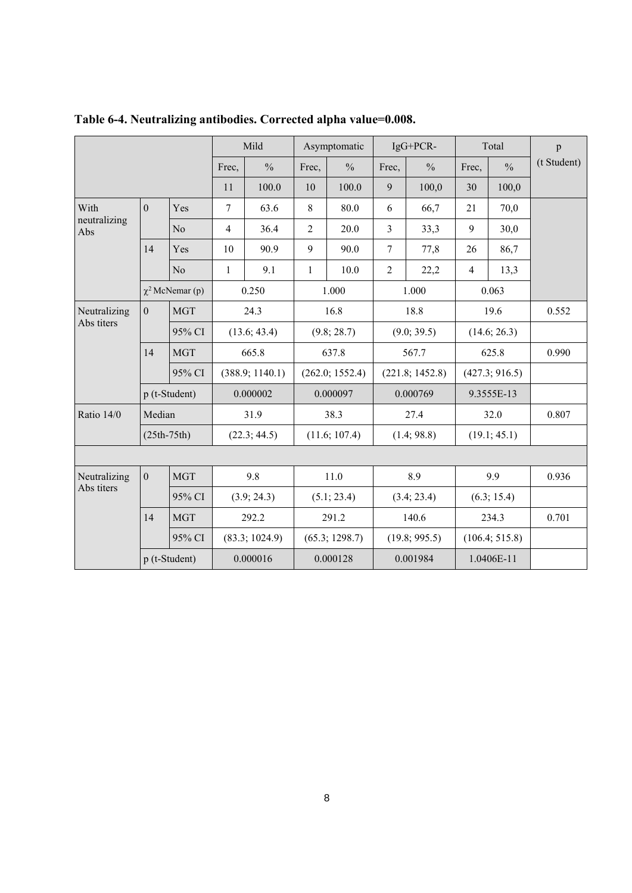**Table 6-4. Neutralizing antibodies. Corrected alpha value=0.008.**

| | | | Mild | | Asymptomatic | | IgG+PCR- | | Total | | p (t Student) |
|---|---|---|---|---|---|---|---|---|---|---|---|
| | | | Frec, | % | Frec, | % | Frec, | % | Frec, | % | |
| | | | 11 | 100.0 | 10 | 100.0 | 9 | 100,0 | 30 | 100,0 | |
| With neutralizing Abs | 0 | Yes | 7 | 63.6 | 8 | 80.0 | 6 | 66,7 | 21 | 70,0 | |
| | | No | 4 | 36.4 | 2 | 20.0 | 3 | 33,3 | 9 | 30,0 | |
| | 14 | Yes | 10 | 90.9 | 9 | 90.0 | 7 | 77,8 | 26 | 86,7 | |
| | | No | 1 | 9.1 | 1 | 10.0 | 2 | 22,2 | 4 | 13,3 | |
| | $\chi^2$ McNemar (p) | | 0.250 | | 1.000 | | 1.000 | | 0.063 | | |
| Neutralizing Abs titers | 0 | MGT | 24.3 | | 16.8 | | 18.8 | | 19.6 | | 0.552 |
| | | 95% CI | (13.6; 43.4) | | (9.8; 28.7) | | (9.0; 39.5) | | (14.6; 26.3) | | |
| | 14 | MGT | 665.8 | | 637.8 | | 567.7 | | 625.8 | | 0.990 |
| | | 95% CI | (388.9; 1140.1) | | (262.0; 1552.4) | | (221.8; 1452.8) | | (427.3; 916.5) | | |
| | p (t-Student) | | 0.000002 | | 0.000097 | | 0.000769 | | 9.3555E-13 | | |
| Ratio 14/0 | Median | | 31.9 | | 38.3 | | 27.4 | | 32.0 | | 0.807 |
| | (25th-75th) | | (22.3; 44.5) | | (11.6; 107.4) | | (1.4; 98.8) | | (19.1; 45.1) | | |
| | | | | | | | | | | | |
| Neutralizing Abs titers | 0 | MGT | 9.8 | | 11.0 | | 8.9 | | 9.9 | | 0.936 |
| | | 95% CI | (3.9; 24.3) | | (5.1; 23.4) | | (3.4; 23.4) | | (6.3; 15.4) | | |
| | 14 | MGT | 292.2 | | 291.2 | | 140.6 | | 234.3 | | 0.701 |
| | | 95% CI | (83.3; 1024.9) | | (65.3; 1298.7) | | (19.8; 995.5) | | (106.4; 515.8) | | |
| | p (t-Student) | | 0.000016 | | 0.000128 | | 0.001984 | | 1.0406E-11 | | |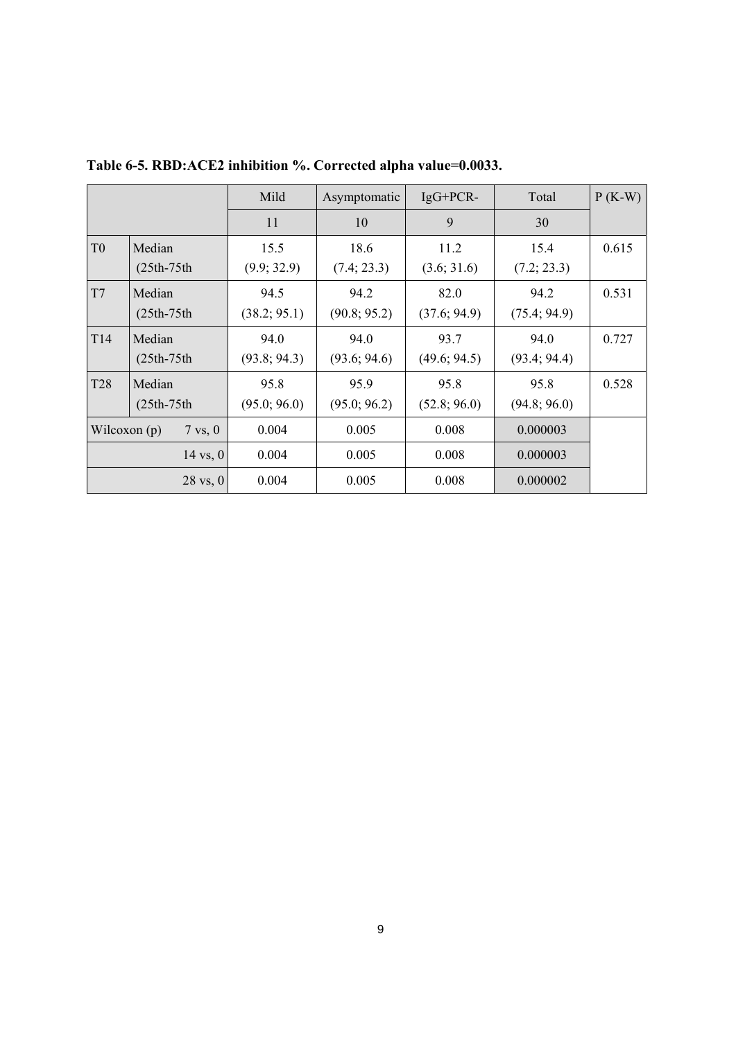**Table 6-5. RBD:ACE2 inhibition %. Corrected alpha value=0.0033.**

| | | Mild | Asymptomatic | IgG+PCR- | Total | P (K-W) |
|---|---|---|---|---|---|---|
| | | 11 | 10 | 9 | 30 | |
| T0 | Median (25th-75th | 15.5 (9.9; 32.9) | 18.6 (7.4; 23.3) | 11.2 (3.6; 31.6) | 15.4 (7.2; 23.3) | 0.615 |
| T7 | Median (25th-75th | 94.5 (38.2; 95.1) | 94.2 (90.8; 95.2) | 82.0 (37.6; 94.9) | 94.2 (75.4; 94.9) | 0.531 |
| T14 | Median (25th-75th | 94.0 (93.8; 94.3) | 94.0 (93.6; 94.6) | 93.7 (49.6; 94.5) | 94.0 (93.4; 94.4) | 0.727 |
| T28 | Median (25th-75th | 95.8 (95.0; 96.0) | 95.9 (95.0; 96.2) | 95.8 (52.8; 96.0) | 95.8 (94.8; 96.0) | 0.528 |
| Wilcoxon (p) | 7 vs, 0 | 0.004 | 0.005 | 0.008 | 0.000003 | |
| | 14 vs, 0 | 0.004 | 0.005 | 0.008 | 0.000003 | |
| | 28 vs, 0 | 0.004 | 0.005 | 0.008 | 0.000002 | |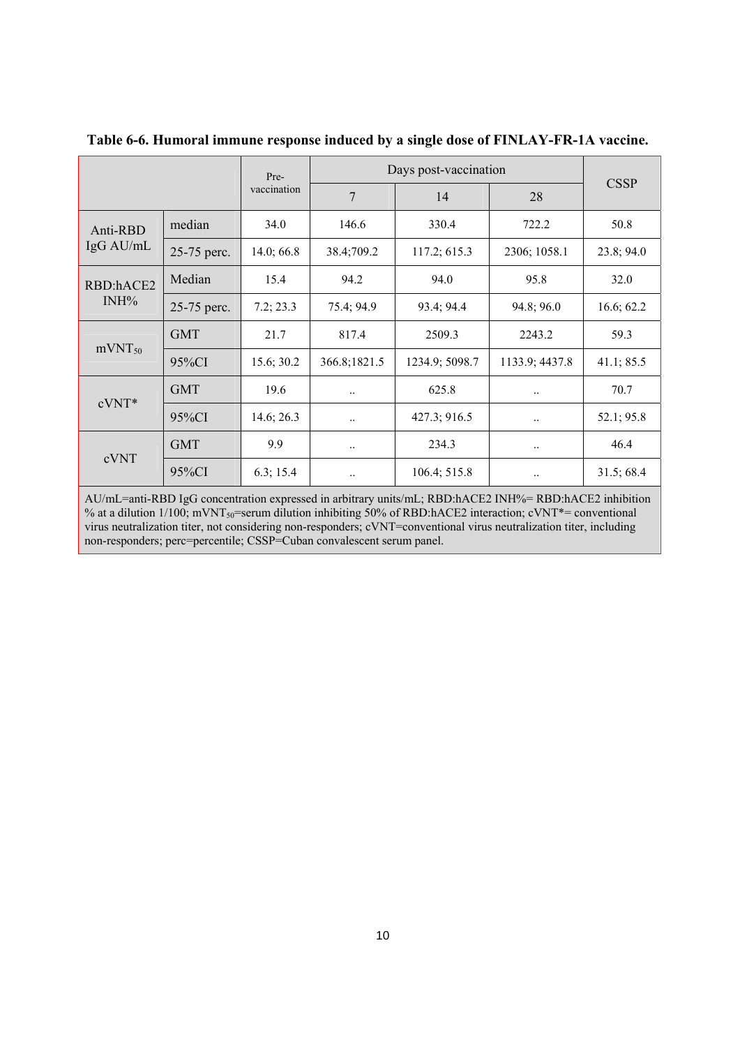**Table 6-6. Humoral immune response induced by a single dose of FINLAY-FR-1A vaccine.**

| | | Pre-vaccination | Days post-vaccination | | | CSSP |
|---|---|---|---|---|---|---|
| | | | 7 | 14 | 28 | |
| Anti-RBD IgG AU/mL | median | 34.0 | 146.6 | 330.4 | 722.2 | 50.8 |
| | 25-75 perc. | 14.0; 66.8 | 38.4;709.2 | 117.2; 615.3 | 2306; 1058.1 | 23.8; 94.0 |
| RBD:hACE2 INH% | Median | 15.4 | 94.2 | 94.0 | 95.8 | 32.0 |
| | 25-75 perc. | 7.2; 23.3 | 75.4; 94.9 | 93.4; 94.4 | 94.8; 96.0 | 16.6; 62.2 |
| $mVNT_{50}$ | GMT | 21.7 | 817.4 | 2509.3 | 2243.2 | 59.3 |
| | 95%CI | 15.6; 30.2 | 366.8;1821.5 | 1234.9; 5098.7 | 1133.9; 4437.8 | 41.1; 85.5 |
| cVNT* | GMT | 19.6 | .. | 625.8 | .. | 70.7 |
| | 95%CI | 14.6; 26.3 | .. | 427.3; 916.5 | .. | 52.1; 95.8 |
| cVNT | GMT | 9.9 | .. | 234.3 | .. | 46.4 |
| | 95%CI | 6.3; 15.4 | .. | 106.4; 515.8 | .. | 31.5; 68.4 |

AU/mL=anti-RBD IgG concentration expressed in arbitrary units/mL; RBD:hACE2 INH%= RBD:hACE2 inhibition % at a dilution 1/100; $mVNT_{50}$=serum dilution inhibiting 50% of RBD:hACE2 interaction; cVNT*= conventional virus neutralization titer, not considering non-responders; cVNT=conventional virus neutralization titer, including non-responders; perc=percentile; CSSP=Cuban convalescent serum panel.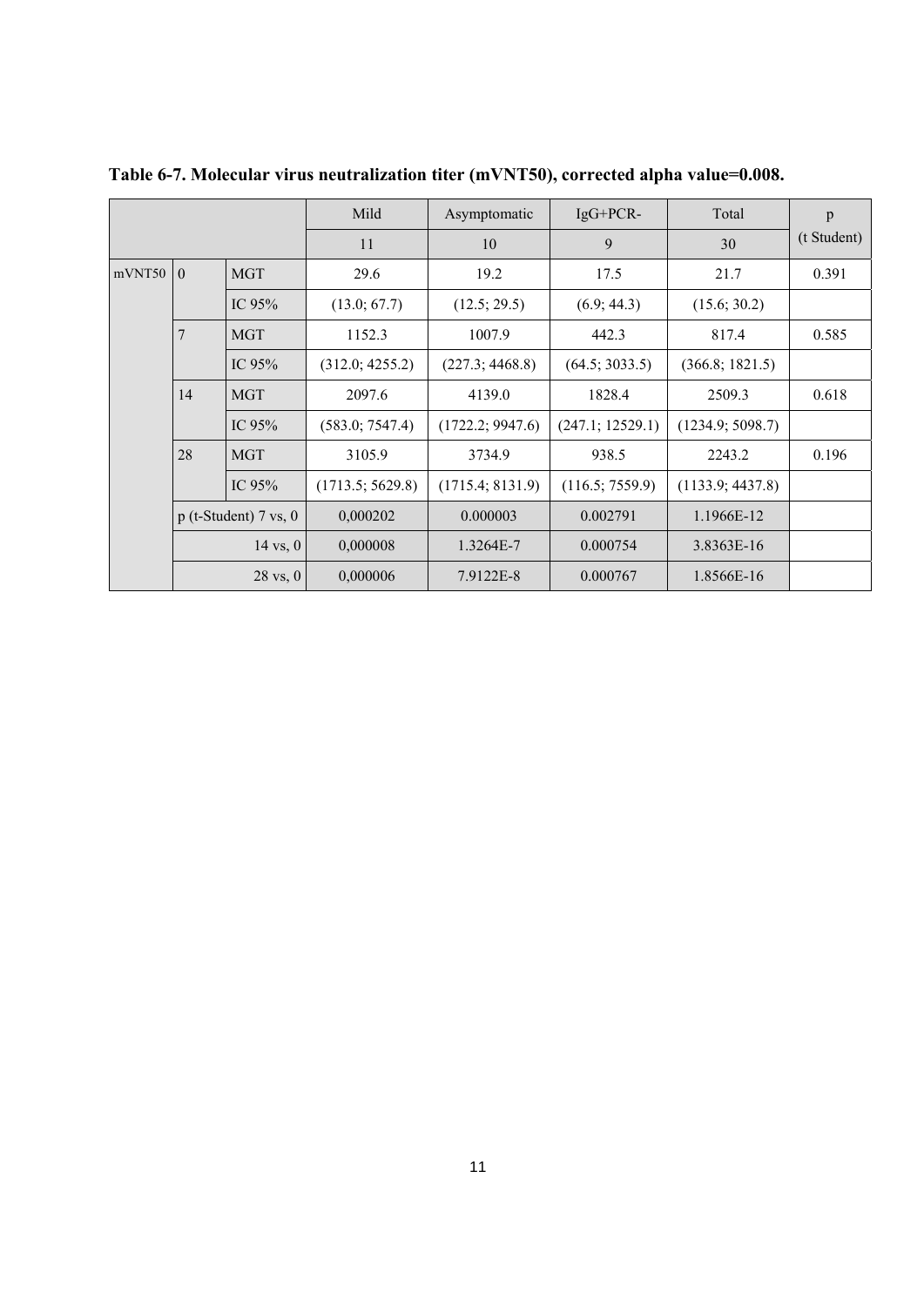**Table 6-7. Molecular virus neutralization titer (mVNT50), corrected alpha value=0.008.**

| | | | Mild | Asymptomatic | IgG+PCR- | Total | p (t Student) |
|---|---|---|---|---|---|---|---|
| | | | 11 | 10 | 9 | 30 | |
| mVNT50 | 0 | MGT | 29.6 | 19.2 | 17.5 | 21.7 | 0.391 |
| | | IC 95% | (13.0; 67.7) | (12.5; 29.5) | (6.9; 44.3) | (15.6; 30.2) | |
| | 7 | MGT | 1152.3 | 1007.9 | 442.3 | 817.4 | 0.585 |
| | | IC 95% | (312.0; 4255.2) | (227.3; 4468.8) | (64.5; 3033.5) | (366.8; 1821.5) | |
| | 14 | MGT | 2097.6 | 4139.0 | 1828.4 | 2509.3 | 0.618 |
| | | IC 95% | (583.0; 7547.4) | (1722.2; 9947.6) | (247.1; 12529.1) | (1234.9; 5098.7) | |
| | 28 | MGT | 3105.9 | 3734.9 | 938.5 | 2243.2 | 0.196 |
| | | IC 95% | (1713.5; 5629.8) | (1715.4; 8131.9) | (116.5; 7559.9) | (1133.9; 4437.8) | |
| | p (t-Student) 7 vs, 0 | | 0,000202 | 0.000003 | 0.002791 | 1.1966E-12 | |
| | 14 vs, 0 | | 0,000008 | 1.3264E-7 | 0.000754 | 3.8363E-16 | |
| | 28 vs, 0 | | 0,000006 | 7.9122E-8 | 0.000767 | 1.8566E-16 | |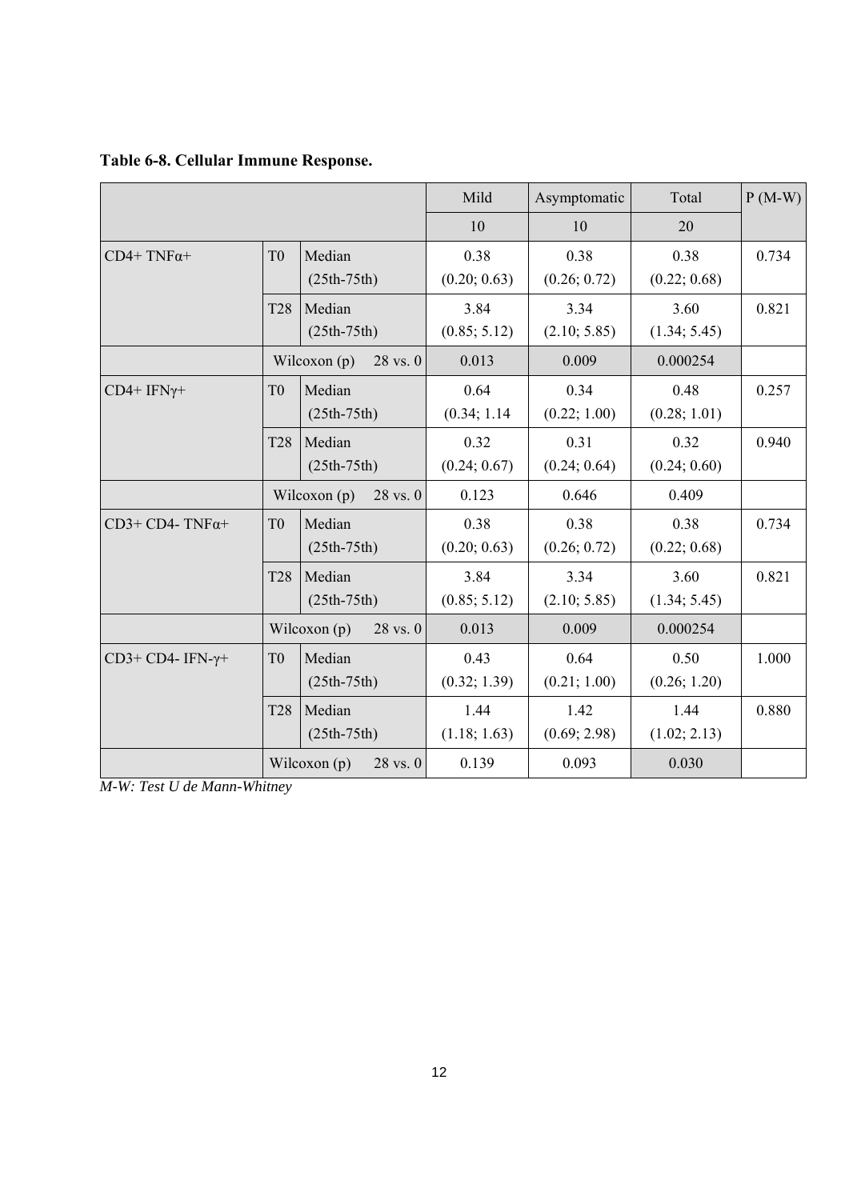**Table 6-8. Cellular Immune Response.**

| | | | Mild | Asymptomatic | Total | P (M-W) |
|---|---|---|---|---|---|---|
| | | | 10 | 10 | 20 | |
| CD4+ TNFα+ | T0 | Median (25th-75th) | 0.38 (0.20; 0.63) | 0.38 (0.26; 0.72) | 0.38 (0.22; 0.68) | 0.734 |
| | T28 | Median (25th-75th) | 3.84 (0.85; 5.12) | 3.34 (2.10; 5.85) | 3.60 (1.34; 5.45) | 0.821 |
| | Wilcoxon (p) | 28 vs. 0 | 0.013 | 0.009 | 0.000254 | |
| CD4+ IFNγ+ | T0 | Median (25th-75th) | 0.64 (0.34; 1.14 | 0.34 (0.22; 1.00) | 0.48 (0.28; 1.01) | 0.257 |
| | T28 | Median (25th-75th) | 0.32 (0.24; 0.67) | 0.31 (0.24; 0.64) | 0.32 (0.24; 0.60) | 0.940 |
| | Wilcoxon (p) | 28 vs. 0 | 0.123 | 0.646 | 0.409 | |
| CD3+ CD4- TNFα+ | T0 | Median (25th-75th) | 0.38 (0.20; 0.63) | 0.38 (0.26; 0.72) | 0.38 (0.22; 0.68) | 0.734 |
| | T28 | Median (25th-75th) | 3.84 (0.85; 5.12) | 3.34 (2.10; 5.85) | 3.60 (1.34; 5.45) | 0.821 |
| | Wilcoxon (p) | 28 vs. 0 | 0.013 | 0.009 | 0.000254 | |
| CD3+ CD4- IFN-γ+ | T0 | Median (25th-75th) | 0.43 (0.32; 1.39) | 0.64 (0.21; 1.00) | 0.50 (0.26; 1.20) | 1.000 |
| | T28 | Median (25th-75th) | 1.44 (1.18; 1.63) | 1.42 (0.69; 2.98) | 1.44 (1.02; 2.13) | 0.880 |
| | Wilcoxon (p) | 28 vs. 0 | 0.139 | 0.093 | 0.030 | |

*M-W: Test U de Mann-Whitney*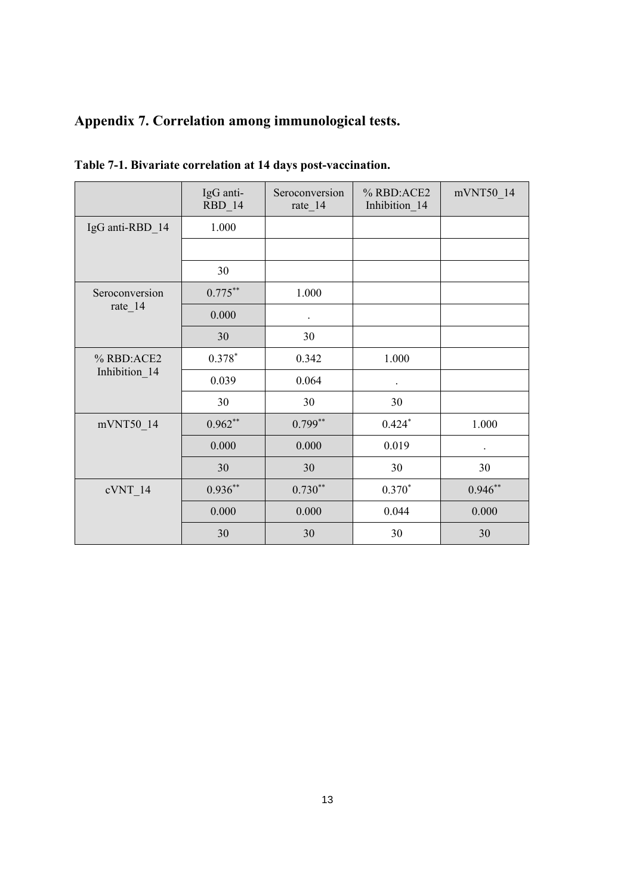## Appendix 7. Correlation among immunological tests.

**Table 7-1. Bivariate correlation at 14 days post-vaccination.**

| | IgG anti-RBD_14 | Seroconversion rate_14 | % RBD:ACE2 Inhibition_14 | mVNT50_14 |
|---|---|---|---|---|
| IgG anti-RBD_14 | 1.000 | | | |
| | | | | |
| | 30 | | | |
| Seroconversion rate_14 | 0.775** | 1.000 | | |
| | 0.000 | . | | |
| | 30 | 30 | | |
| % RBD:ACE2 Inhibition_14 | 0.378* | 0.342 | 1.000 | |
| | 0.039 | 0.064 | . | |
| | 30 | 30 | 30 | |
| mVNT50_14 | 0.962** | 0.799** | 0.424* | 1.000 |
| | 0.000 | 0.000 | 0.019 | . |
| | 30 | 30 | 30 | 30 |
| cVNT_14 | 0.936** | 0.730** | 0.370* | 0.946** |
| | 0.000 | 0.000 | 0.044 | 0.000 |
| | 30 | 30 | 30 | 30 |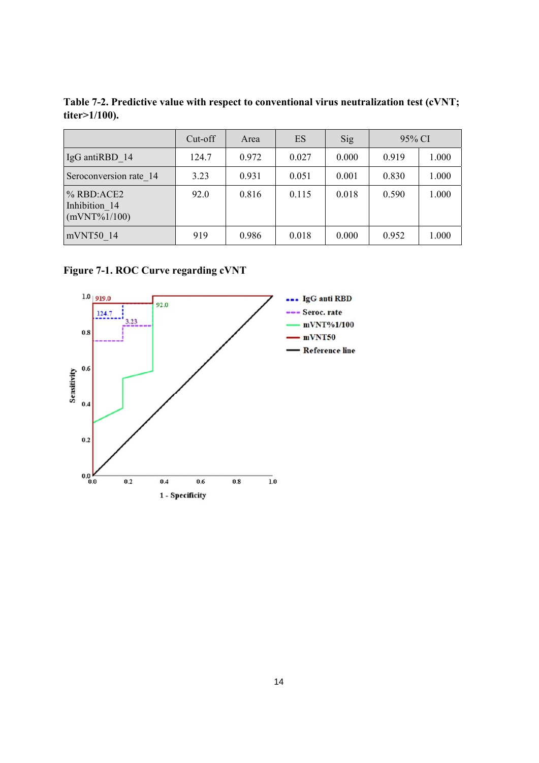**Table 7-2. Predictive value with respect to conventional virus neutralization test (cVNT; titer>1/100).**

| | Cut-off | Area | ES | Sig | 95% CI | |
|---|---|---|---|---|---|---|
| IgG antiRBD_14 | 124.7 | 0.972 | 0.027 | 0.000 | 0.919 | 1.000 |
| Seroconversion rate_14 | 3.23 | 0.931 | 0.051 | 0.001 | 0.830 | 1.000 |
| % RBD:ACE2 Inhibition_14 (mVNT%1/100) | 92.0 | 0.816 | 0.115 | 0.018 | 0.590 | 1.000 |
| mVNT50_14 | 919 | 0.986 | 0.018 | 0.000 | 0.952 | 1.000 |

**Figure 7-1. ROC Curve regarding cVNT**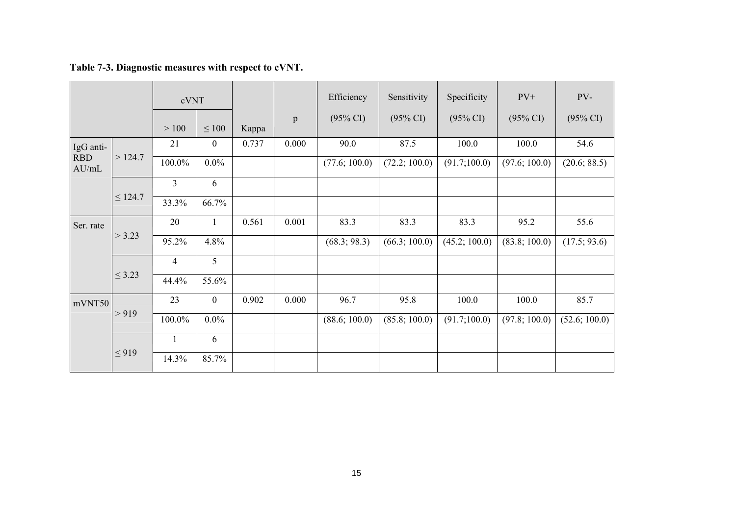**Table 7-3. Diagnostic measures with respect to cVNT.**

| | | cVNT | | Kappa | p | Efficiency (95% CI) | Sensitivity (95% CI) | Specificity (95% CI) | PV+ (95% CI) | PV- (95% CI) |
|---|---|---|---|---|---|---|---|---|---|---|
| | | > 100 | ≤ 100 | | | | | | | |
| IgG anti-RBD AU/mL | > 124.7 | 21 | 0 | 0.737 | 0.000 | 90.0 | 87.5 | 100.0 | 100.0 | 54.6 |
| | | 100.0% | 0.0% | | | (77.6; 100.0) | (72.2; 100.0) | (91.7;100.0) | (97.6; 100.0) | (20.6; 88.5) |
| | ≤ 124.7 | 3 | 6 | | | | | | | |
| | | 33.3% | 66.7% | | | | | | | |
| Ser. rate | > 3.23 | 20 | 1 | 0.561 | 0.001 | 83.3 | 83.3 | 83.3 | 95.2 | 55.6 |
| | | 95.2% | 4.8% | | | (68.3; 98.3) | (66.3; 100.0) | (45.2; 100.0) | (83.8; 100.0) | (17.5; 93.6) |
| | ≤ 3.23 | 4 | 5 | | | | | | | |
| | | 44.4% | 55.6% | | | | | | | |
| mVNT50 | > 919 | 23 | 0 | 0.902 | 0.000 | 96.7 | 95.8 | 100.0 | 100.0 | 85.7 |
| | | 100.0% | 0.0% | | | (88.6; 100.0) | (85.8; 100.0) | (91.7;100.0) | (97.8; 100.0) | (52.6; 100.0) |
| | ≤ 919 | 1 | 6 | | | | | | | |
| | | 14.3% | 85.7% | | | | | | | |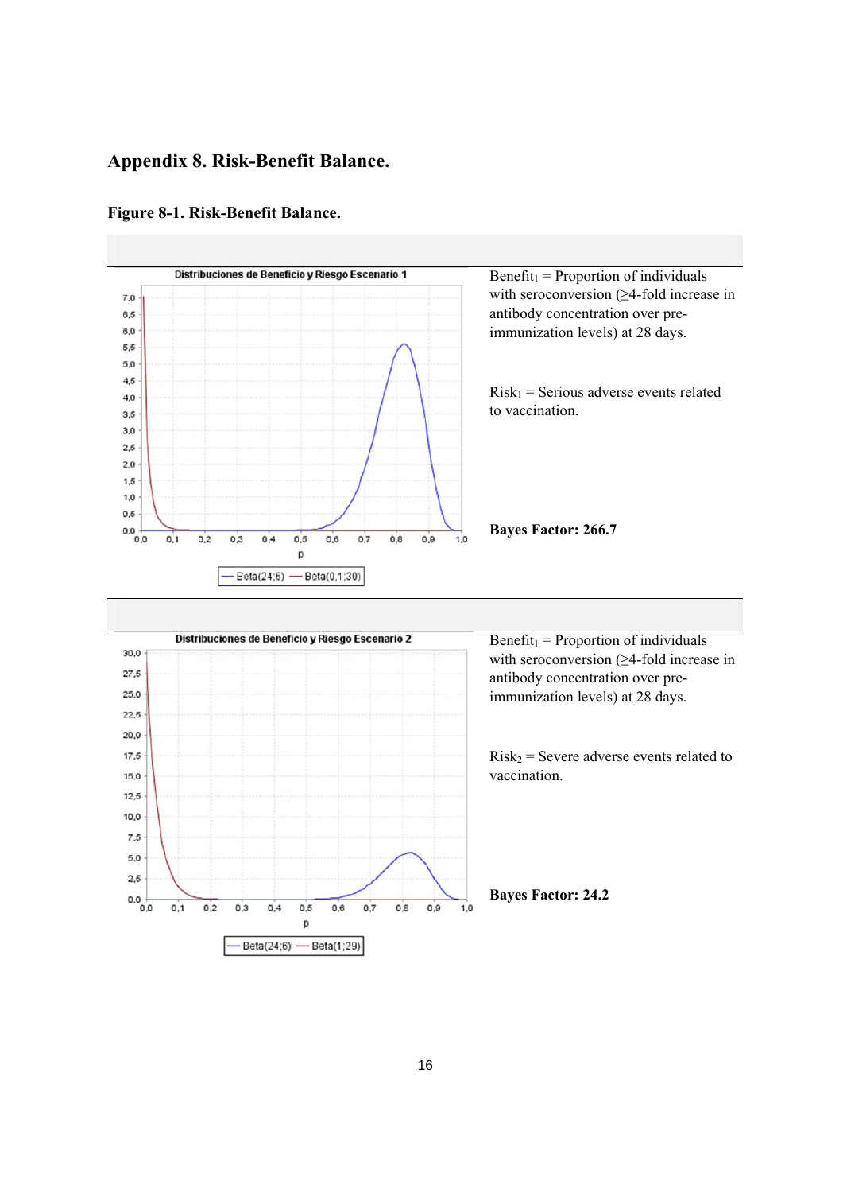## Appendix 8. Risk-Benefit Balance.

### Figure 8-1. Risk-Benefit Balance.

| Distribuciones de Beneficio y Riesgo Escenario 1 (Beta(24;6), Beta(0,1;30)) | $Benefit_1$ = Proportion of individuals with seroconversion (≥4-fold increase in antibody concentration over pre-immunization levels) at 28 days.<br><br>$Risk_1$ = Serious adverse events related to vaccination.<br><br>**Bayes Factor: 266.7** |
|---|---|
| Distribuciones de Beneficio y Riesgo Escenario 2 (Beta(24;6), Beta(1;29)) | $Benefit_1$ = Proportion of individuals with seroconversion (≥4-fold increase in antibody concentration over pre-immunization levels) at 28 days.<br><br>$Risk_2$ = Severe adverse events related to vaccination.<br><br>**Bayes Factor: 24.2** |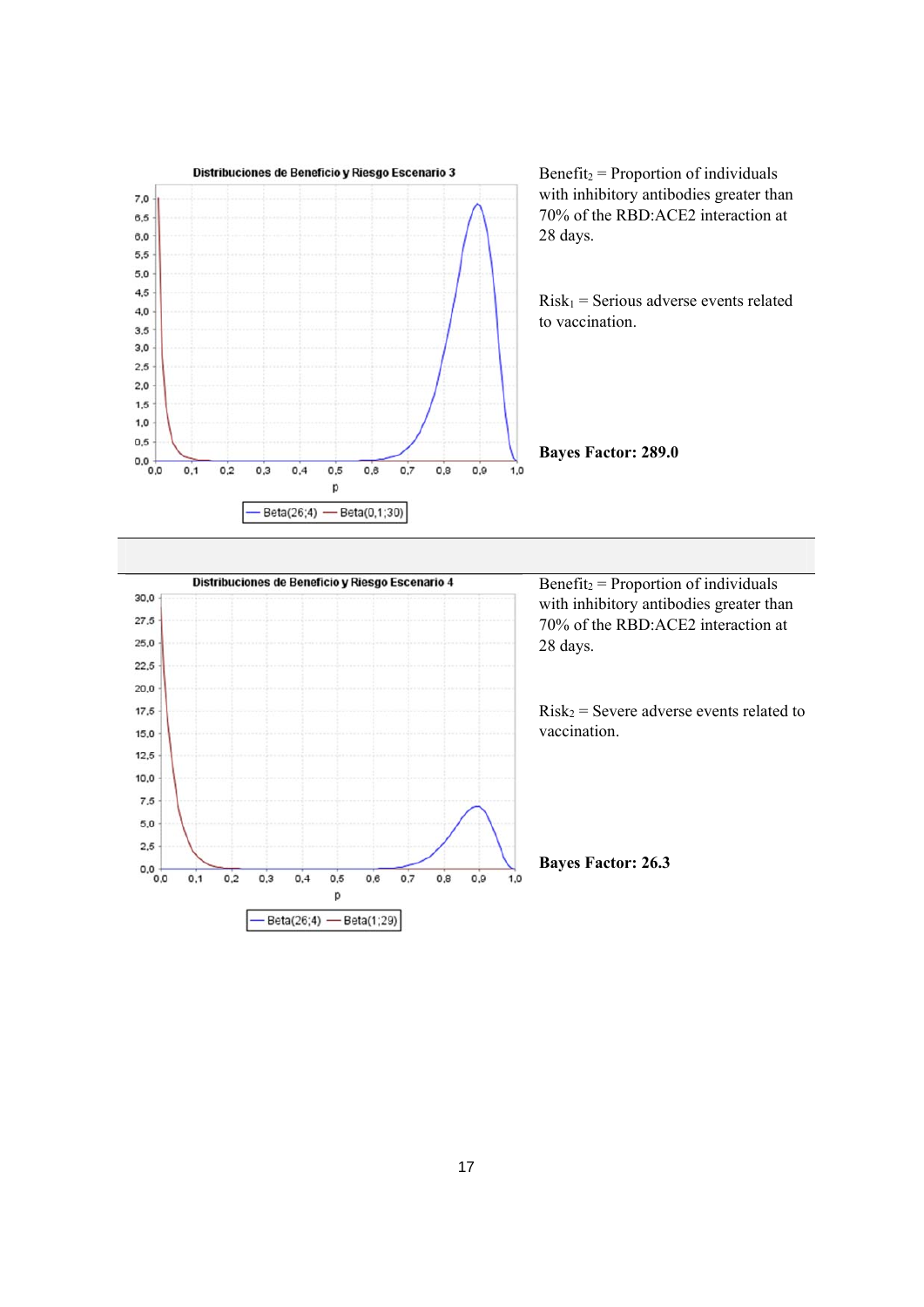Distribuciones de Beneficio y Riesgo Escenario 3

Beta(26;4) — Beta(0,1;30)

Benefit$_2$ = Proportion of individuals with inhibitory antibodies greater than 70% of the RBD:ACE2 interaction at 28 days.

Risk$_1$ = Serious adverse events related to vaccination.

**Bayes Factor: 289.0**

Distribuciones de Beneficio y Riesgo Escenario 4

Beta(26;4) — Beta(1;29)

Benefit$_2$ = Proportion of individuals with inhibitory antibodies greater than 70% of the RBD:ACE2 interaction at 28 days.

Risk$_2$ = Severe adverse events related to vaccination.

**Bayes Factor: 26.3**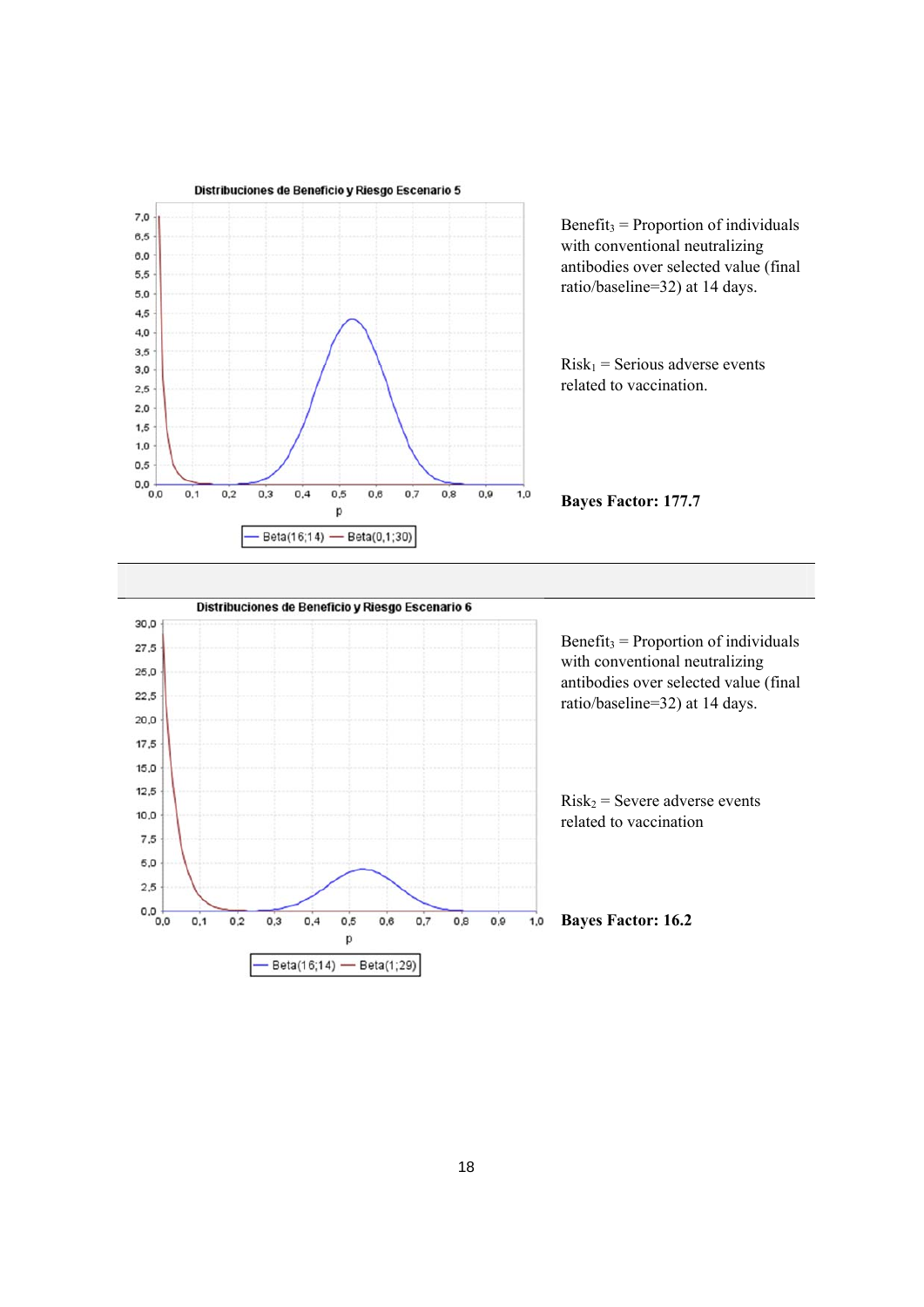Distribuciones de Beneficio y Riesgo Escenario 5

7,0
6,5
6,0
5,5
5,0
4,5
4,0
3,5
3,0
2,5
2,0
1,5
1,0
0,5
0,0

0,0 0,1 0,2 0,3 0,4 0,5 0,6 0,7 0,8 0,9 1,0

p

Beta(16;14) Beta(0,1;30)

$Benefit_3$ = Proportion of individuals with conventional neutralizing antibodies over selected value (final ratio/baseline=32) at 14 days.

$Risk_1$ = Serious adverse events related to vaccination.

**Bayes Factor: 177.7**

---

Distribuciones de Beneficio y Riesgo Escenario 6

30,0
27,5
25,0
22,5
20,0
17,5
15,0
12,5
10,0
7,5
5,0
2,5
0,0

0,0 0,1 0,2 0,3 0,4 0,5 0,6 0,7 0,8 0,9 1,0

p

Beta(16;14) Beta(1;29)

$Benefit_3$ = Proportion of individuals with conventional neutralizing antibodies over selected value (final ratio/baseline=32) at 14 days.

$Risk_2$ = Severe adverse events related to vaccination

**Bayes Factor: 16.2**